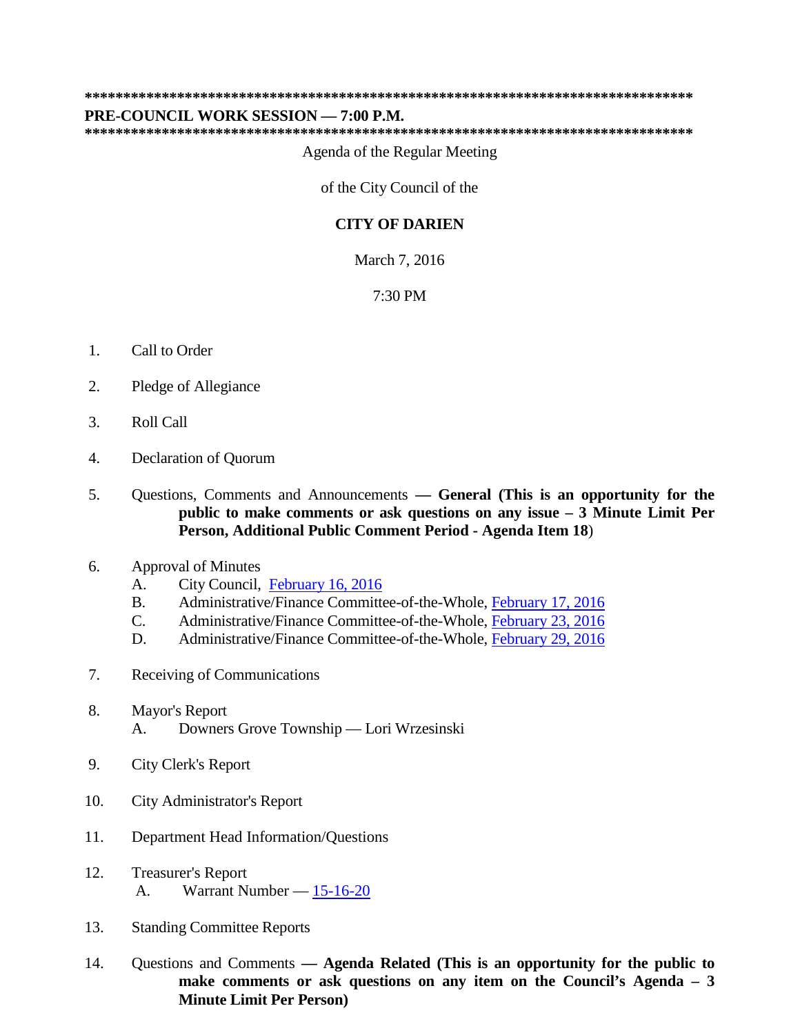**\*\*\*\*\*\*\*\*\*\*\*\*\*\*\*\*\*\*\*\*\*\*\*\*\*\*\*\*\*\*\*\*\*\*\*\*\*\*\*\*\*\*\*\*\*\*\*\*\*\*\*\*\*\*\*\*\*\*\*\*\*\*\*\*\*\*\*\*\*\*\*\*\*\*\*\*\*\*\*\*\*\***

**PRE-COUNCIL WORK SESSION — 7:00 P.M.**

**\*\*\*\*\*\*\*\*\*\*\*\*\*\*\*\*\*\*\*\*\*\*\*\*\*\*\*\*\*\*\*\*\*\*\*\*\*\*\*\*\*\*\*\*\*\*\*\*\*\*\*\*\*\*\*\*\*\*\*\*\*\*\*\*\*\*\*\*\*\*\*\*\*\*\*\*\*\*\*\*\*\***

Agenda of the Regular Meeting

of the City Council of the

**CITY OF DARIEN**

March 7, 2016

7:30 PM

1. Call to Order

2. Pledge of Allegiance

3. Roll Call

4. Declaration of Quorum

5. Questions, Comments and Announcements **— General (This is an opportunity for the public to make comments or ask questions on any issue – 3 Minute Limit Per Person, Additional Public Comment Period - Agenda Item 18**)

6. Approval of Minutes
   - A. City Council, February 16, 2016
   - B. Administrative/Finance Committee-of-the-Whole, February 17, 2016
   - C. Administrative/Finance Committee-of-the-Whole, February 23, 2016
   - D. Administrative/Finance Committee-of-the-Whole, February 29, 2016

7. Receiving of Communications

8. Mayor's Report
   - A. Downers Grove Township — Lori Wrzesinski

9. City Clerk's Report

10. City Administrator's Report

11. Department Head Information/Questions

12. Treasurer's Report
    - A. Warrant Number — 15-16-20

13. Standing Committee Reports

14. Questions and Comments **— Agenda Related (This is an opportunity for the public to make comments or ask questions on any item on the Council's Agenda – 3 Minute Limit Per Person)**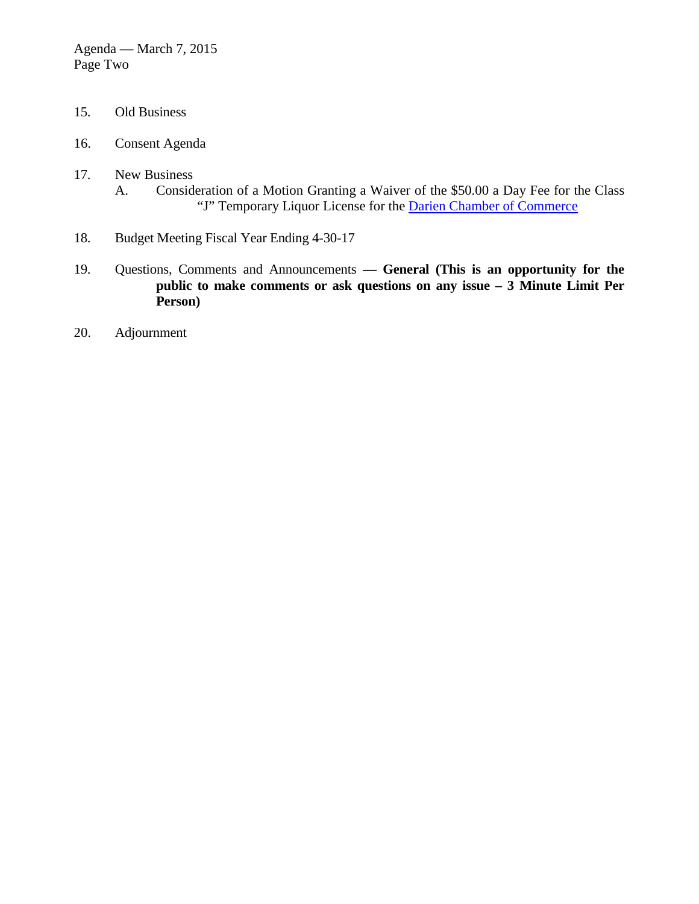15. Old Business

16. Consent Agenda

17. New Business
    A. Consideration of a Motion Granting a Waiver of the $50.00 a Day Fee for the Class "J" Temporary Liquor License for the Darien Chamber of Commerce

18. Budget Meeting Fiscal Year Ending 4-30-17

19. Questions, Comments and Announcements **— General (This is an opportunity for the public to make comments or ask questions on any issue – 3 Minute Limit Per Person)**

20. Adjournment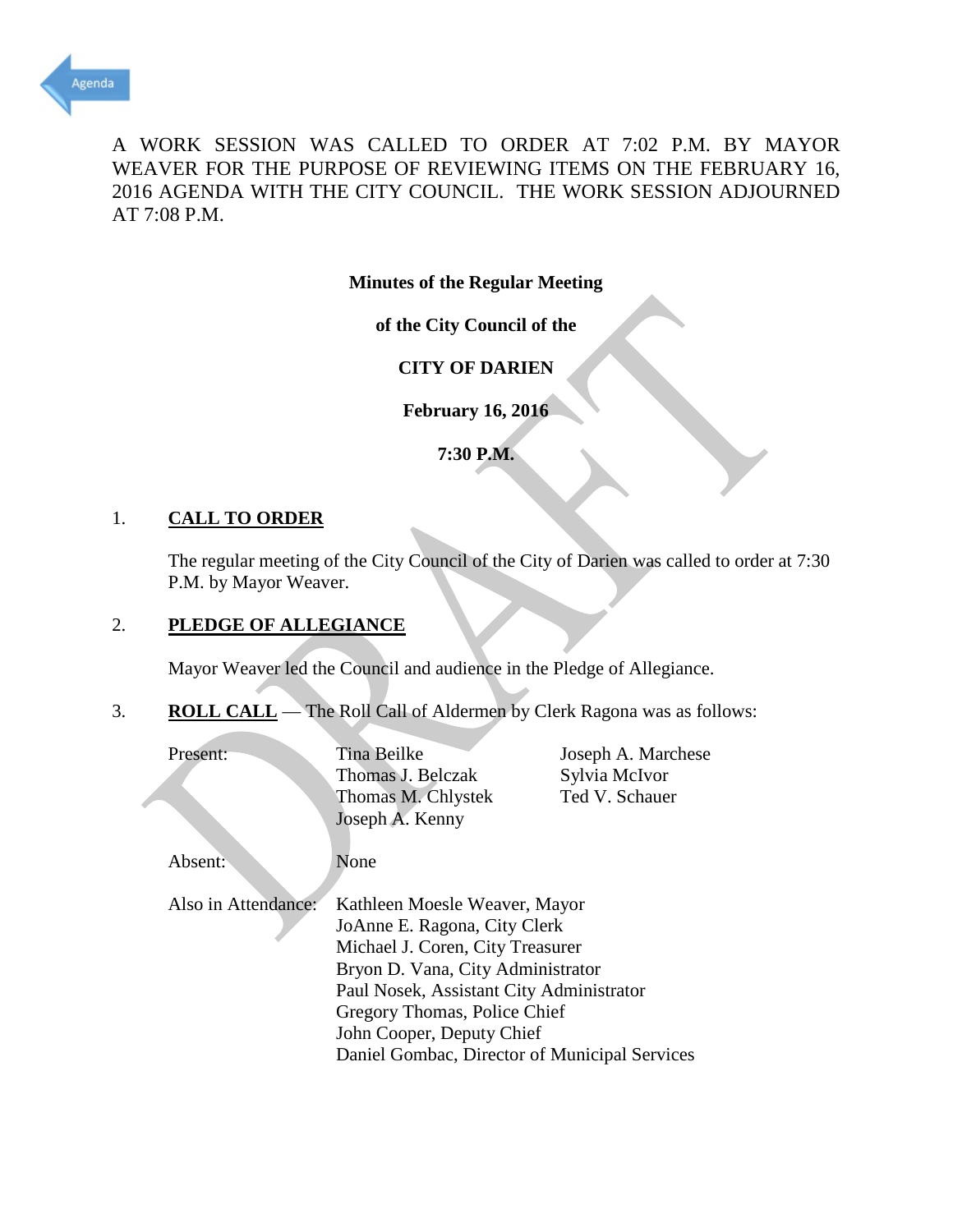A WORK SESSION WAS CALLED TO ORDER AT 7:02 P.M. BY MAYOR WEAVER FOR THE PURPOSE OF REVIEWING ITEMS ON THE FEBRUARY 16, 2016 AGENDA WITH THE CITY COUNCIL. THE WORK SESSION ADJOURNED AT 7:08 P.M.

**Minutes of the Regular Meeting**

**of the City Council of the**

**CITY OF DARIEN**

**February 16, 2016**

**7:30 P.M.**

## 1. CALL TO ORDER

The regular meeting of the City Council of the City of Darien was called to order at 7:30 P.M. by Mayor Weaver.

## 2. PLEDGE OF ALLEGIANCE

Mayor Weaver led the Council and audience in the Pledge of Allegiance.

## 3. ROLL CALL — The Roll Call of Aldermen by Clerk Ragona was as follows:

Present:
- Tina Beilke
- Thomas J. Belczak
- Thomas M. Chlystek
- Joseph A. Kenny
- Joseph A. Marchese
- Sylvia McIvor
- Ted V. Schauer

Absent: None

Also in Attendance:
- Kathleen Moesle Weaver, Mayor
- JoAnne E. Ragona, City Clerk
- Michael J. Coren, City Treasurer
- Bryon D. Vana, City Administrator
- Paul Nosek, Assistant City Administrator
- Gregory Thomas, Police Chief
- John Cooper, Deputy Chief
- Daniel Gombac, Director of Municipal Services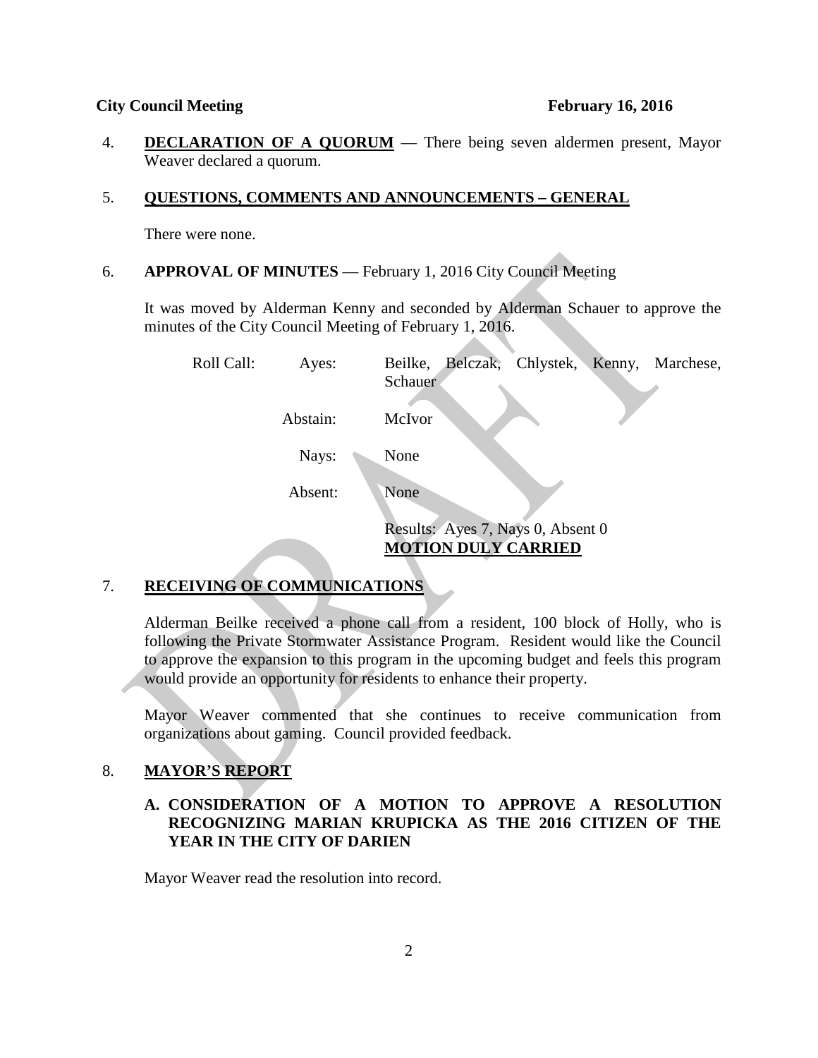4. **DECLARATION OF A QUORUM** — There being seven aldermen present, Mayor Weaver declared a quorum.

5. **QUESTIONS, COMMENTS AND ANNOUNCEMENTS – GENERAL**

   There were none.

6. **APPROVAL OF MINUTES** — February 1, 2016 City Council Meeting

   It was moved by Alderman Kenny and seconded by Alderman Schauer to approve the minutes of the City Council Meeting of February 1, 2016.

   | Roll Call: | Ayes: | Beilke, Belczak, Chlystek, Kenny, Marchese, Schauer |
   |---|---|---|
   | | Abstain: | McIvor |
   | | Nays: | None |
   | | Absent: | None |

   Results: Ayes 7, Nays 0, Absent 0
   **MOTION DULY CARRIED**

7. **RECEIVING OF COMMUNICATIONS**

   Alderman Beilke received a phone call from a resident, 100 block of Holly, who is following the Private Stormwater Assistance Program. Resident would like the Council to approve the expansion to this program in the upcoming budget and feels this program would provide an opportunity for residents to enhance their property.

   Mayor Weaver commented that she continues to receive communication from organizations about gaming. Council provided feedback.

8. **MAYOR'S REPORT**

   **A. CONSIDERATION OF A MOTION TO APPROVE A RESOLUTION RECOGNIZING MARIAN KRUPICKA AS THE 2016 CITIZEN OF THE YEAR IN THE CITY OF DARIEN**

   Mayor Weaver read the resolution into record.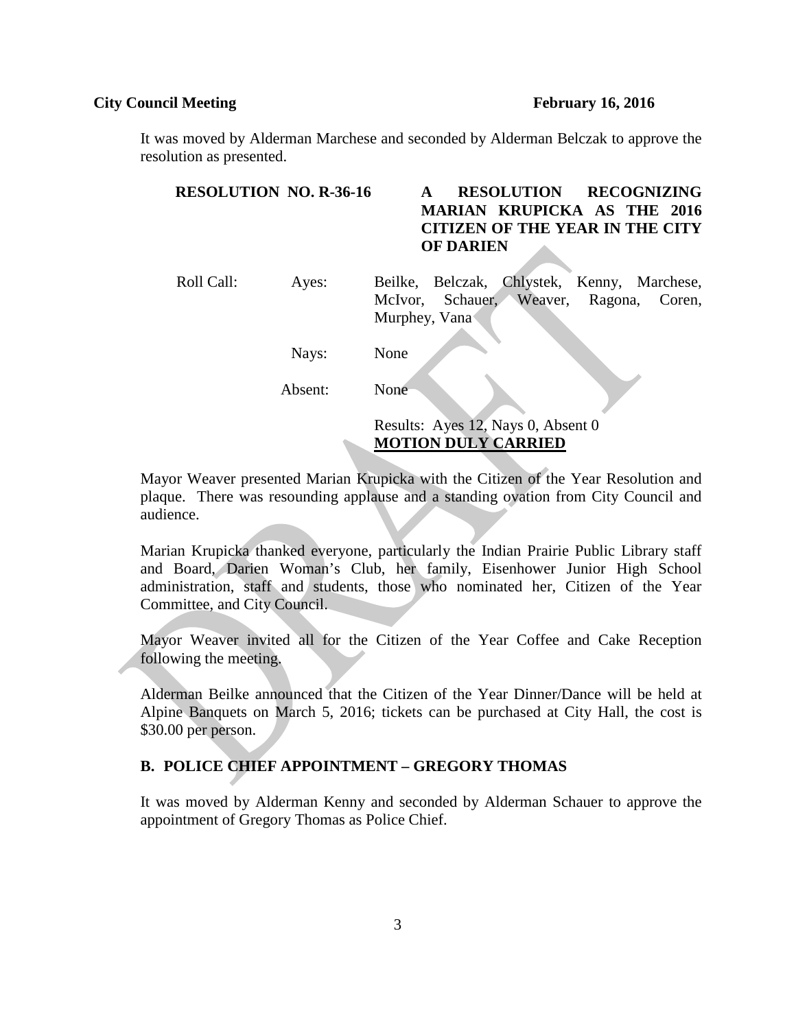It was moved by Alderman Marchese and seconded by Alderman Belczak to approve the resolution as presented.

**RESOLUTION NO. R-36-16** **A RESOLUTION RECOGNIZING MARIAN KRUPICKA AS THE 2016 CITIZEN OF THE YEAR IN THE CITY OF DARIEN**

Roll Call: Ayes: Beilke, Belczak, Chlystek, Kenny, Marchese, McIvor, Schauer, Weaver, Ragona, Coren, Murphey, Vana

Nays: None

Absent: None

Results: Ayes 12, Nays 0, Absent 0
**MOTION DULY CARRIED**

Mayor Weaver presented Marian Krupicka with the Citizen of the Year Resolution and plaque. There was resounding applause and a standing ovation from City Council and audience.

Marian Krupicka thanked everyone, particularly the Indian Prairie Public Library staff and Board, Darien Woman's Club, her family, Eisenhower Junior High School administration, staff and students, those who nominated her, Citizen of the Year Committee, and City Council.

Mayor Weaver invited all for the Citizen of the Year Coffee and Cake Reception following the meeting.

Alderman Beilke announced that the Citizen of the Year Dinner/Dance will be held at Alpine Banquets on March 5, 2016; tickets can be purchased at City Hall, the cost is $30.00 per person.

## B. POLICE CHIEF APPOINTMENT – GREGORY THOMAS

It was moved by Alderman Kenny and seconded by Alderman Schauer to approve the appointment of Gregory Thomas as Police Chief.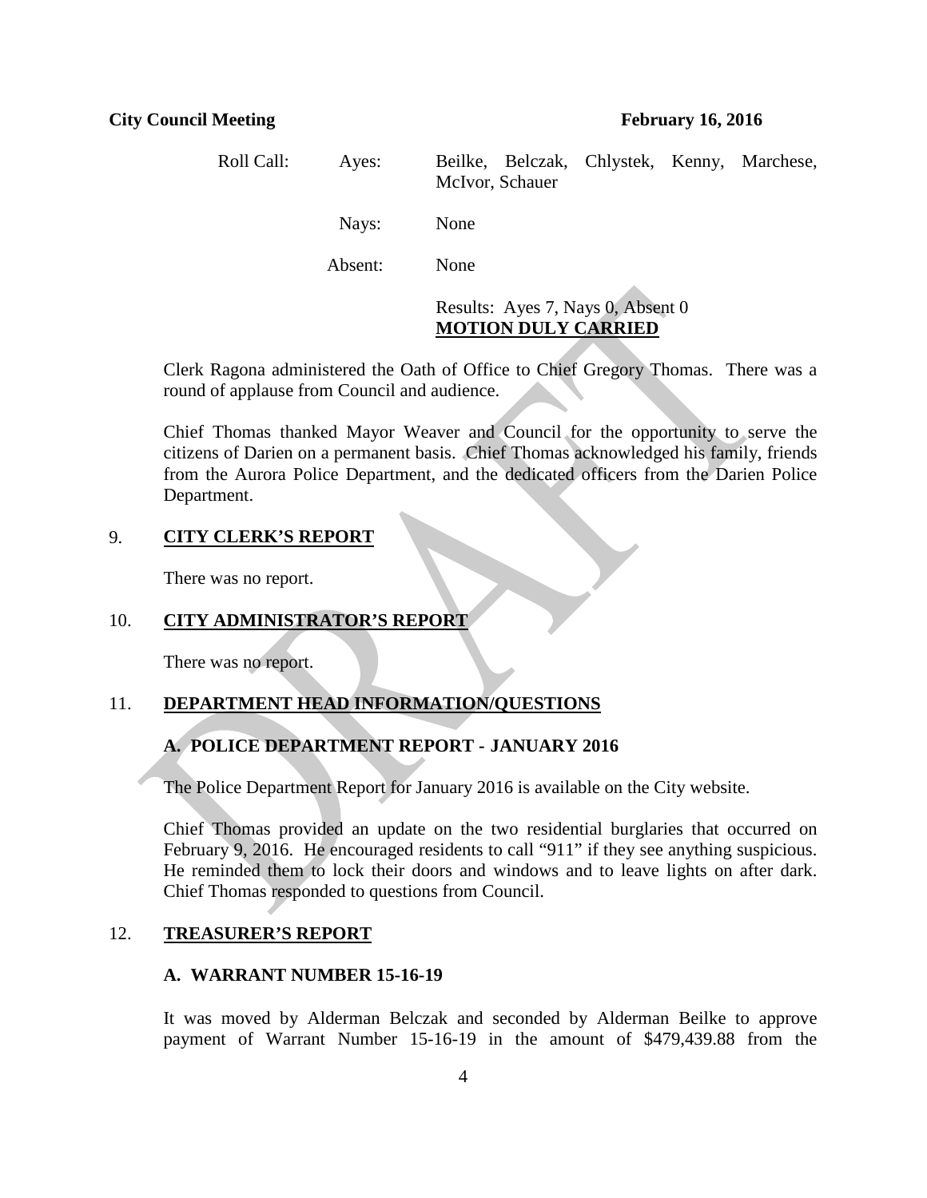Roll Call: Ayes: Beilke, Belczak, Chlystek, Kenny, Marchese, McIvor, Schauer

Nays: None

Absent: None

Results: Ayes 7, Nays 0, Absent 0
**MOTION DULY CARRIED**

Clerk Ragona administered the Oath of Office to Chief Gregory Thomas. There was a round of applause from Council and audience.

Chief Thomas thanked Mayor Weaver and Council for the opportunity to serve the citizens of Darien on a permanent basis. Chief Thomas acknowledged his family, friends from the Aurora Police Department, and the dedicated officers from the Darien Police Department.

## 9. CITY CLERK'S REPORT

There was no report.

## 10. CITY ADMINISTRATOR'S REPORT

There was no report.

## 11. DEPARTMENT HEAD INFORMATION/QUESTIONS

### A. POLICE DEPARTMENT REPORT - JANUARY 2016

The Police Department Report for January 2016 is available on the City website.

Chief Thomas provided an update on the two residential burglaries that occurred on February 9, 2016. He encouraged residents to call "911" if they see anything suspicious. He reminded them to lock their doors and windows and to leave lights on after dark. Chief Thomas responded to questions from Council.

## 12. TREASURER'S REPORT

### A. WARRANT NUMBER 15-16-19

It was moved by Alderman Belczak and seconded by Alderman Beilke to approve payment of Warrant Number 15-16-19 in the amount of $479,439.88 from the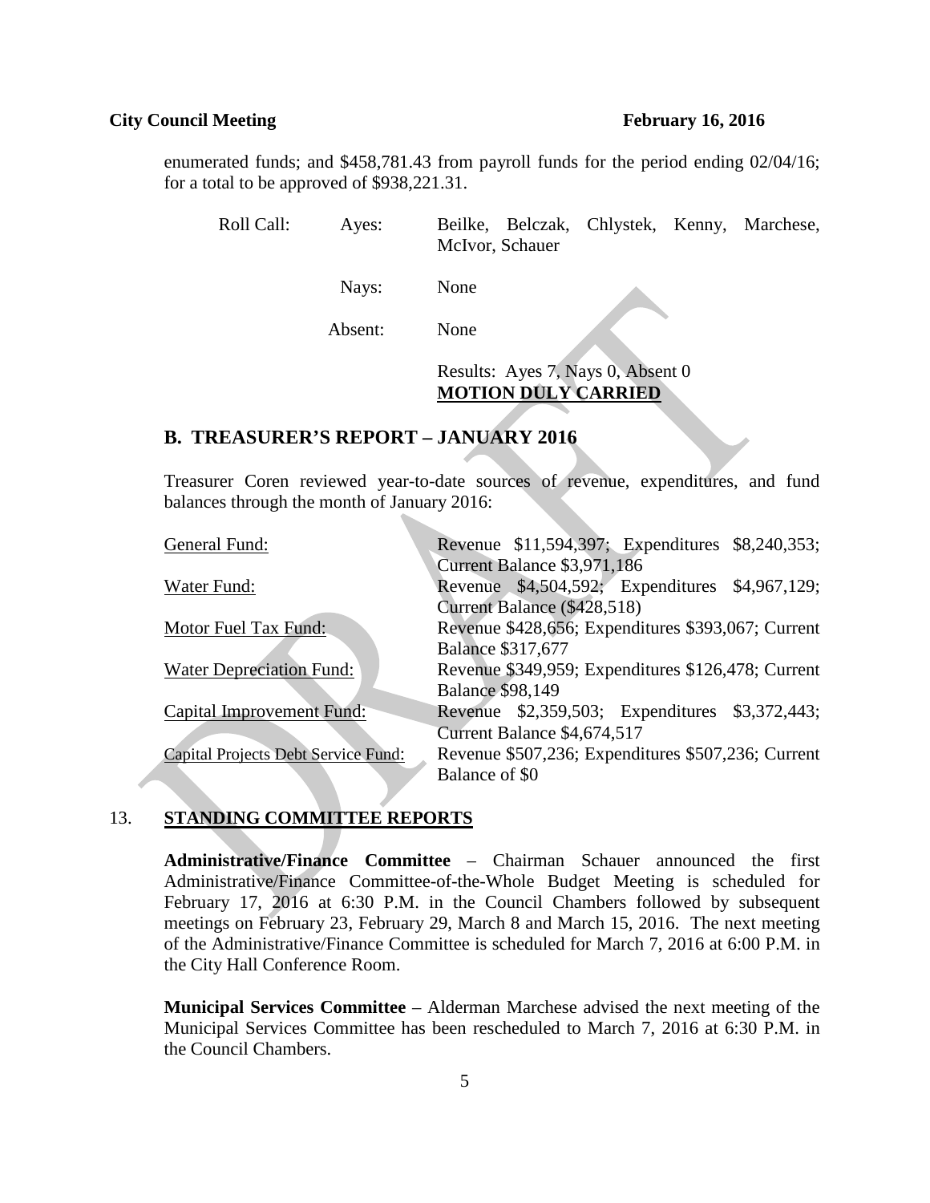enumerated funds; and $458,781.43 from payroll funds for the period ending 02/04/16; for a total to be approved of $938,221.31.

| Roll Call: | Ayes: | Beilke, Belczak, Chlystek, Kenny, Marchese, McIvor, Schauer |
|---|---|---|
| | Nays: | None |
| | Absent: | None |
| | | Results: Ayes 7, Nays 0, Absent 0 **MOTION DULY CARRIED** |

## B. TREASURER'S REPORT – JANUARY 2016

Treasurer Coren reviewed year-to-date sources of revenue, expenditures, and fund balances through the month of January 2016:

| Fund | Details |
|---|---|
| General Fund: | Revenue $11,594,397; Expenditures $8,240,353; Current Balance $3,971,186 |
| Water Fund: | Revenue $4,504,592; Expenditures $4,967,129; Current Balance ($428,518) |
| Motor Fuel Tax Fund: | Revenue $428,656; Expenditures $393,067; Current Balance $317,677 |
| Water Depreciation Fund: | Revenue $349,959; Expenditures $126,478; Current Balance $98,149 |
| Capital Improvement Fund: | Revenue $2,359,503; Expenditures $3,372,443; Current Balance $4,674,517 |
| Capital Projects Debt Service Fund: | Revenue $507,236; Expenditures $507,236; Current Balance of $0 |

## 13. STANDING COMMITTEE REPORTS

**Administrative/Finance Committee** – Chairman Schauer announced the first Administrative/Finance Committee-of-the-Whole Budget Meeting is scheduled for February 17, 2016 at 6:30 P.M. in the Council Chambers followed by subsequent meetings on February 23, February 29, March 8 and March 15, 2016. The next meeting of the Administrative/Finance Committee is scheduled for March 7, 2016 at 6:00 P.M. in the City Hall Conference Room.

**Municipal Services Committee** – Alderman Marchese advised the next meeting of the Municipal Services Committee has been rescheduled to March 7, 2016 at 6:30 P.M. in the Council Chambers.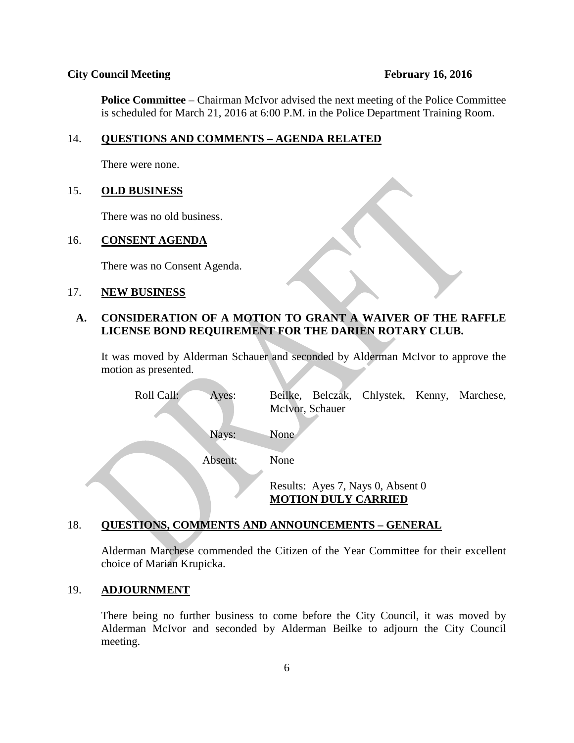**Police Committee** – Chairman McIvor advised the next meeting of the Police Committee is scheduled for March 21, 2016 at 6:00 P.M. in the Police Department Training Room.

## 14. QUESTIONS AND COMMENTS – AGENDA RELATED

There were none.

## 15. OLD BUSINESS

There was no old business.

## 16. CONSENT AGENDA

There was no Consent Agenda.

## 17. NEW BUSINESS

### A. CONSIDERATION OF A MOTION TO GRANT A WAIVER OF THE RAFFLE LICENSE BOND REQUIREMENT FOR THE DARIEN ROTARY CLUB.

It was moved by Alderman Schauer and seconded by Alderman McIvor to approve the motion as presented.

Roll Call:
- Ayes: Beilke, Belczak, Chlystek, Kenny, Marchese, McIvor, Schauer
- Nays: None
- Absent: None

Results: Ayes 7, Nays 0, Absent 0
**MOTION DULY CARRIED**

## 18. QUESTIONS, COMMENTS AND ANNOUNCEMENTS – GENERAL

Alderman Marchese commended the Citizen of the Year Committee for their excellent choice of Marian Krupicka.

## 19. ADJOURNMENT

There being no further business to come before the City Council, it was moved by Alderman McIvor and seconded by Alderman Beilke to adjourn the City Council meeting.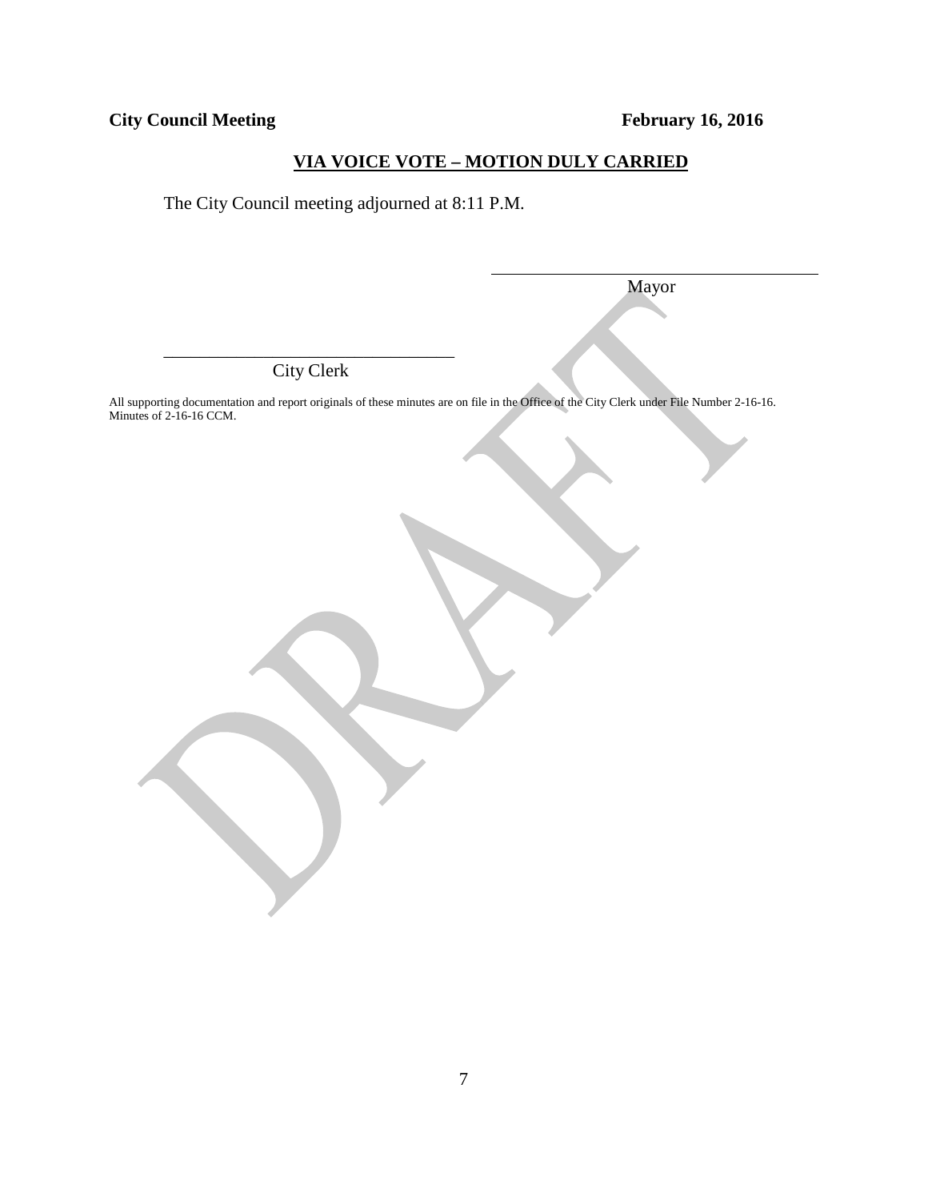**VIA VOICE VOTE – MOTION DULY CARRIED**

The City Council meeting adjourned at 8:11 P.M.

\_\_\_\_\_\_\_\_\_\_\_\_\_\_\_\_\_\_\_\_\_\_\_\_\_\_\_\_\_\_\_\_\_\_\_\_\_\_
Mayor

\_\_\_\_\_\_\_\_\_\_\_\_\_\_\_\_\_\_\_\_\_\_\_\_\_\_\_\_\_\_\_\_\_\_\_\_\_\_
City Clerk

All supporting documentation and report originals of these minutes are on file in the Office of the City Clerk under File Number 2-16-16. Minutes of 2-16-16 CCM.

DRAFT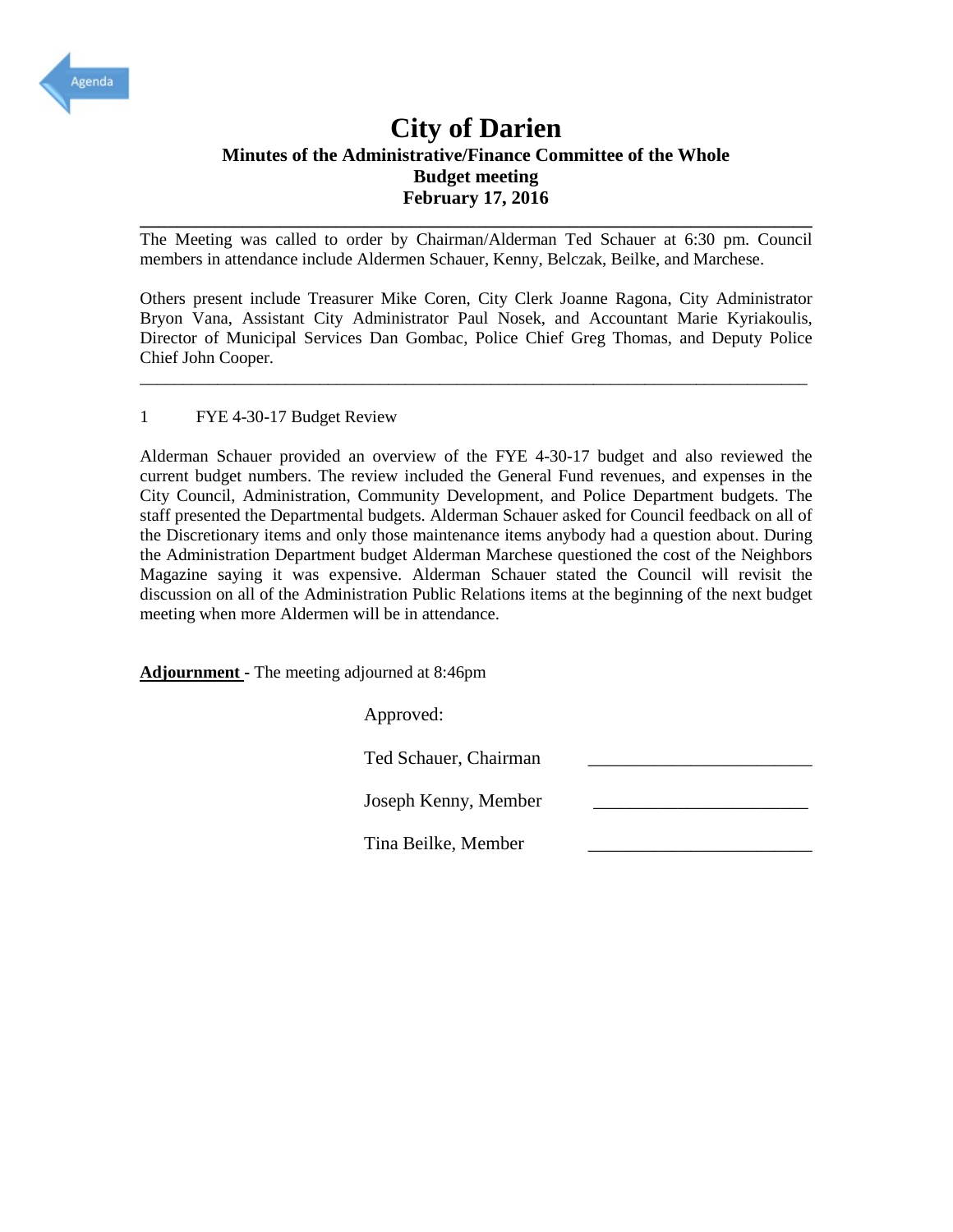# City of Darien

## Minutes of the Administrative/Finance Committee of the Whole
## Budget meeting
## February 17, 2016

---

The Meeting was called to order by Chairman/Alderman Ted Schauer at 6:30 pm. Council members in attendance include Aldermen Schauer, Kenny, Belczak, Beilke, and Marchese.

Others present include Treasurer Mike Coren, City Clerk Joanne Ragona, City Administrator Bryon Vana, Assistant City Administrator Paul Nosek, and Accountant Marie Kyriakoulis, Director of Municipal Services Dan Gombac, Police Chief Greg Thomas, and Deputy Police Chief John Cooper.

---

1 FYE 4-30-17 Budget Review

Alderman Schauer provided an overview of the FYE 4-30-17 budget and also reviewed the current budget numbers. The review included the General Fund revenues, and expenses in the City Council, Administration, Community Development, and Police Department budgets. The staff presented the Departmental budgets. Alderman Schauer asked for Council feedback on all of the Discretionary items and only those maintenance items anybody had a question about. During the Administration Department budget Alderman Marchese questioned the cost of the Neighbors Magazine saying it was expensive. Alderman Schauer stated the Council will revisit the discussion on all of the Administration Public Relations items at the beginning of the next budget meeting when more Aldermen will be in attendance.

**Adjournment** - The meeting adjourned at 8:46pm

Approved:

Ted Schauer, Chairman ________________________

Joseph Kenny, Member ________________________

Tina Beilke, Member ________________________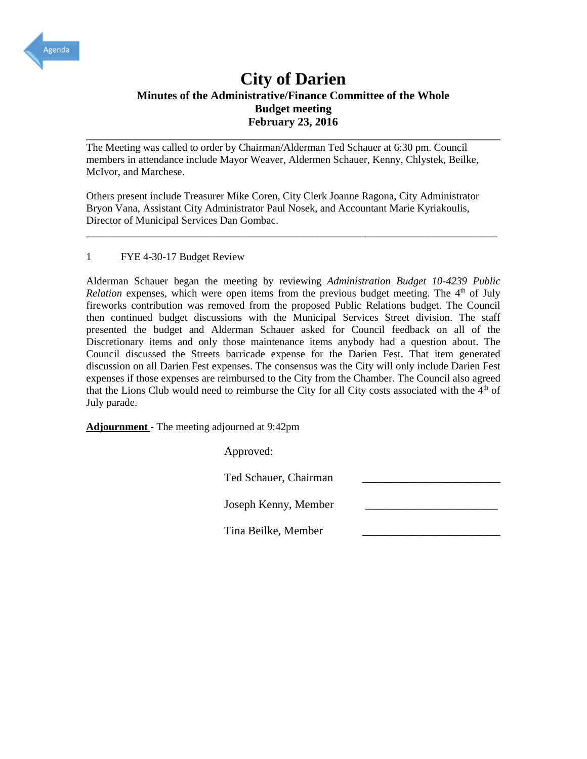# City of Darien

## Minutes of the Administrative/Finance Committee of the Whole

## Budget meeting

## February 23, 2016

The Meeting was called to order by Chairman/Alderman Ted Schauer at 6:30 pm. Council members in attendance include Mayor Weaver, Aldermen Schauer, Kenny, Chlystek, Beilke, McIvor, and Marchese.

Others present include Treasurer Mike Coren, City Clerk Joanne Ragona, City Administrator Bryon Vana, Assistant City Administrator Paul Nosek, and Accountant Marie Kyriakoulis, Director of Municipal Services Dan Gombac.

---

1 FYE 4-30-17 Budget Review

Alderman Schauer began the meeting by reviewing *Administration Budget 10-4239 Public Relation* expenses, which were open items from the previous budget meeting. The 4th of July fireworks contribution was removed from the proposed Public Relations budget. The Council then continued budget discussions with the Municipal Services Street division. The staff presented the budget and Alderman Schauer asked for Council feedback on all of the Discretionary items and only those maintenance items anybody had a question about. The Council discussed the Streets barricade expense for the Darien Fest. That item generated discussion on all Darien Fest expenses. The consensus was the City will only include Darien Fest expenses if those expenses are reimbursed to the City from the Chamber. The Council also agreed that the Lions Club would need to reimburse the City for all City costs associated with the 4th of July parade.

**Adjournment** - The meeting adjourned at 9:42pm

Approved:

Ted Schauer, Chairman \_\_\_\_\_\_\_\_\_\_\_\_\_\_\_\_\_\_\_\_\_\_\_\_

Joseph Kenny, Member \_\_\_\_\_\_\_\_\_\_\_\_\_\_\_\_\_\_\_\_\_\_\_\_

Tina Beilke, Member \_\_\_\_\_\_\_\_\_\_\_\_\_\_\_\_\_\_\_\_\_\_\_\_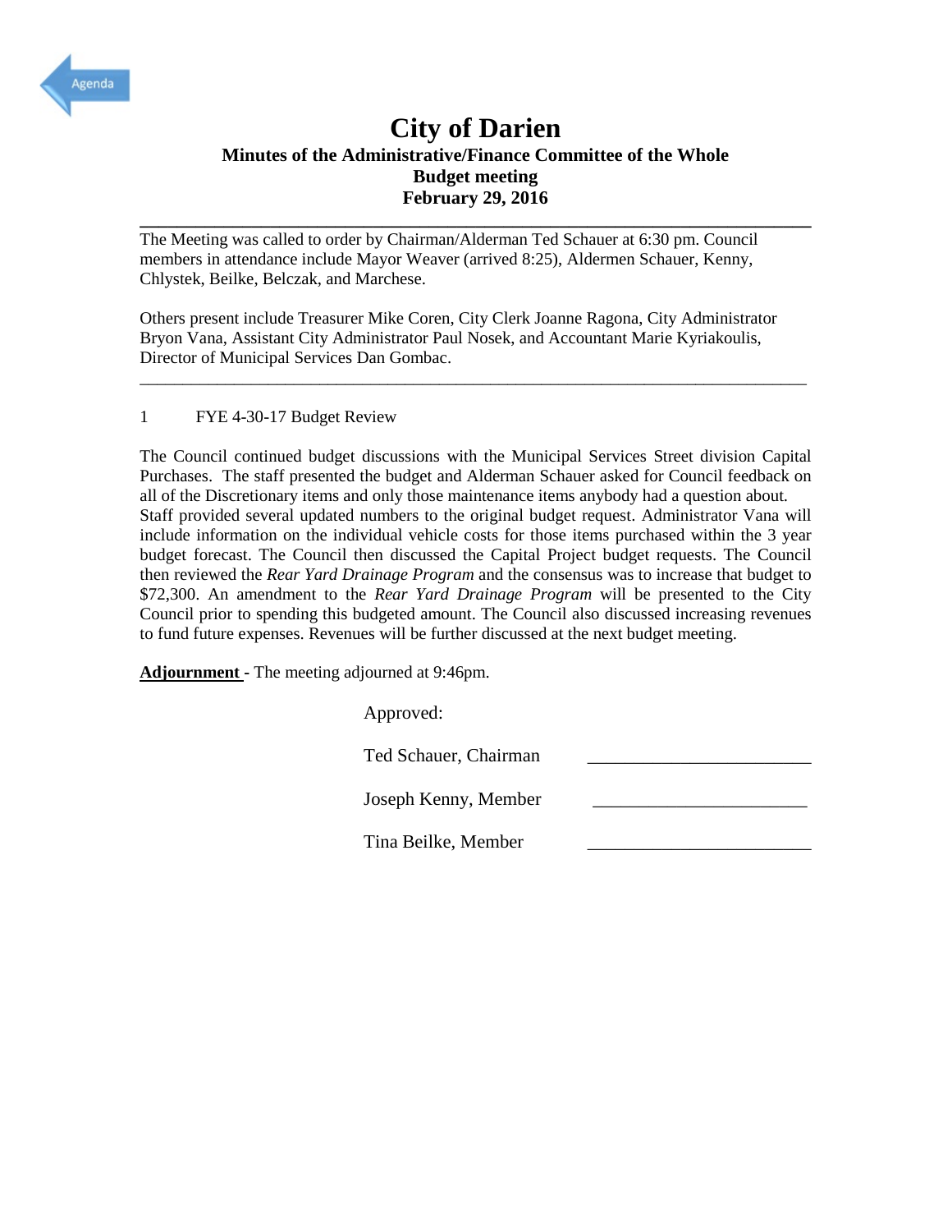Agenda

# City of Darien

## Minutes of the Administrative/Finance Committee of the Whole
## Budget meeting
## February 29, 2016

---

The Meeting was called to order by Chairman/Alderman Ted Schauer at 6:30 pm. Council members in attendance include Mayor Weaver (arrived 8:25), Aldermen Schauer, Kenny, Chlystek, Beilke, Belczak, and Marchese.

Others present include Treasurer Mike Coren, City Clerk Joanne Ragona, City Administrator Bryon Vana, Assistant City Administrator Paul Nosek, and Accountant Marie Kyriakoulis, Director of Municipal Services Dan Gombac.

---

1 FYE 4-30-17 Budget Review

The Council continued budget discussions with the Municipal Services Street division Capital Purchases. The staff presented the budget and Alderman Schauer asked for Council feedback on all of the Discretionary items and only those maintenance items anybody had a question about. Staff provided several updated numbers to the original budget request. Administrator Vana will include information on the individual vehicle costs for those items purchased within the 3 year budget forecast. The Council then discussed the Capital Project budget requests. The Council then reviewed the *Rear Yard Drainage Program* and the consensus was to increase that budget to $72,300. An amendment to the *Rear Yard Drainage Program* will be presented to the City Council prior to spending this budgeted amount. The Council also discussed increasing revenues to fund future expenses. Revenues will be further discussed at the next budget meeting.

**Adjournment** - The meeting adjourned at 9:46pm.

Approved:

Ted Schauer, Chairman ________________________

Joseph Kenny, Member ________________________

Tina Beilke, Member ________________________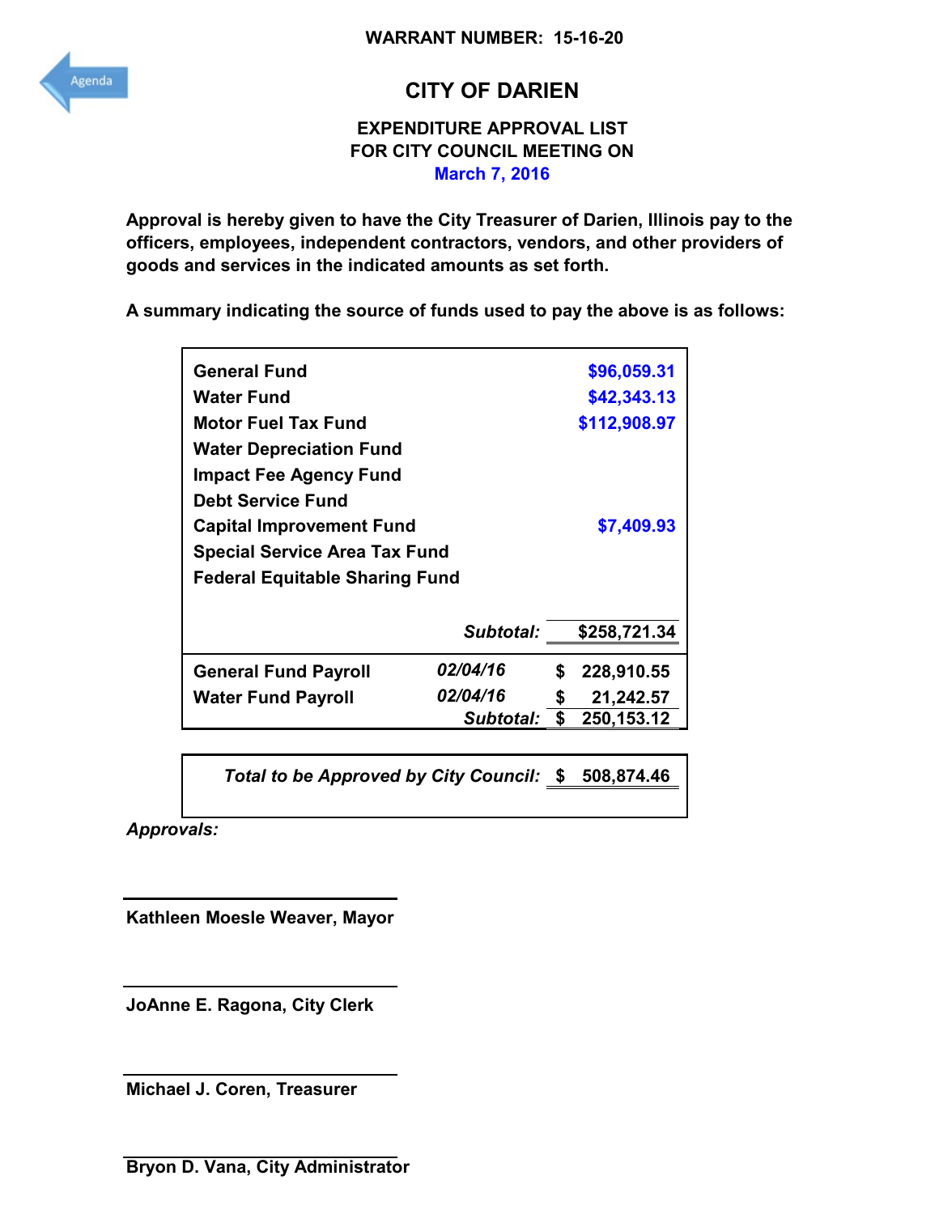**WARRANT NUMBER: 15-16-20**

Agenda

# CITY OF DARIEN

## EXPENDITURE APPROVAL LIST
## FOR CITY COUNCIL MEETING ON
## March 7, 2016

**Approval is hereby given to have the City Treasurer of Darien, Illinois pay to the officers, employees, independent contractors, vendors, and other providers of goods and services in the indicated amounts as set forth.**

**A summary indicating the source of funds used to pay the above is as follows:**

| Fund | | Amount |
|---|---|---|
| General Fund | | $96,059.31 |
| Water Fund | | $42,343.13 |
| Motor Fuel Tax Fund | | $112,908.97 |
| Water Depreciation Fund | | |
| Impact Fee Agency Fund | | |
| Debt Service Fund | | |
| Capital Improvement Fund | | $7,409.93 |
| Special Service Area Tax Fund | | |
| Federal Equitable Sharing Fund | | |
| | *Subtotal:* | $258,721.34 |
| General Fund Payroll | *02/04/16* | $ 228,910.55 |
| Water Fund Payroll | *02/04/16* | $ 21,242.57 |
| | *Subtotal:* | $ 250,153.12 |

| | |
|---|---|
| *Total to be Approved by City Council:* | $ 508,874.46 |

*Approvals:*

Kathleen Moesle Weaver, Mayor

JoAnne E. Ragona, City Clerk

Michael J. Coren, Treasurer

Bryon D. Vana, City Administrator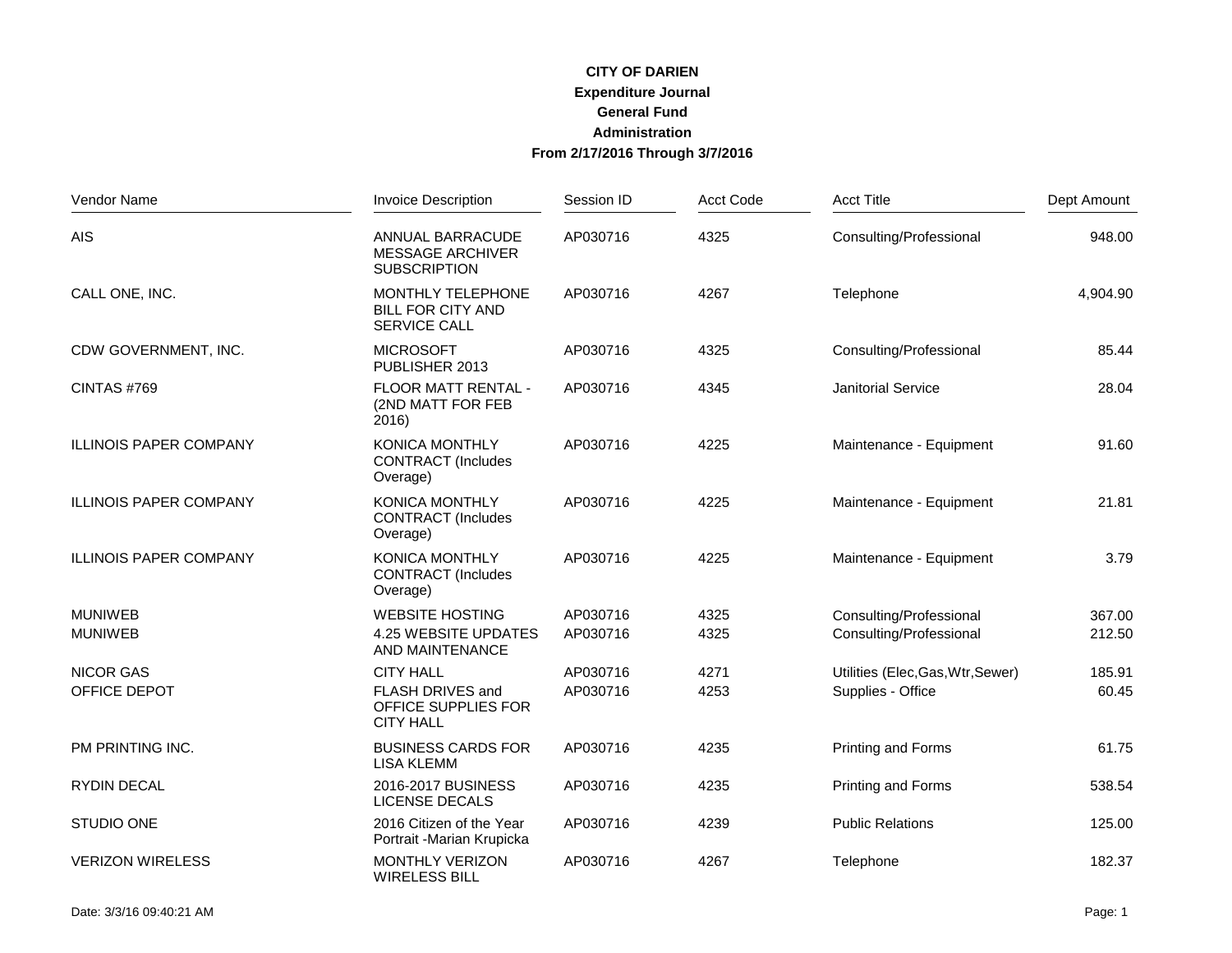# CITY OF DARIEN

**Expenditure Journal**

**General Fund**

**Administration**

**From 2/17/2016 Through 3/7/2016**

| Vendor Name | Invoice Description | Session ID | Acct Code | Acct Title | Dept Amount |
|---|---|---|---|---|---|
| AIS | ANNUAL BARRACUDE MESSAGE ARCHIVER SUBSCRIPTION | AP030716 | 4325 | Consulting/Professional | 948.00 |
| CALL ONE, INC. | MONTHLY TELEPHONE BILL FOR CITY AND SERVICE CALL | AP030716 | 4267 | Telephone | 4,904.90 |
| CDW GOVERNMENT, INC. | MICROSOFT PUBLISHER 2013 | AP030716 | 4325 | Consulting/Professional | 85.44 |
| CINTAS #769 | FLOOR MATT RENTAL - (2ND MATT FOR FEB 2016) | AP030716 | 4345 | Janitorial Service | 28.04 |
| ILLINOIS PAPER COMPANY | KONICA MONTHLY CONTRACT (Includes Overage) | AP030716 | 4225 | Maintenance - Equipment | 91.60 |
| ILLINOIS PAPER COMPANY | KONICA MONTHLY CONTRACT (Includes Overage) | AP030716 | 4225 | Maintenance - Equipment | 21.81 |
| ILLINOIS PAPER COMPANY | KONICA MONTHLY CONTRACT (Includes Overage) | AP030716 | 4225 | Maintenance - Equipment | 3.79 |
| MUNIWEB | WEBSITE HOSTING | AP030716 | 4325 | Consulting/Professional | 367.00 |
| MUNIWEB | 4.25 WEBSITE UPDATES AND MAINTENANCE | AP030716 | 4325 | Consulting/Professional | 212.50 |
| NICOR GAS | CITY HALL | AP030716 | 4271 | Utilities (Elec,Gas,Wtr,Sewer) | 185.91 |
| OFFICE DEPOT | FLASH DRIVES and OFFICE SUPPLIES FOR CITY HALL | AP030716 | 4253 | Supplies - Office | 60.45 |
| PM PRINTING INC. | BUSINESS CARDS FOR LISA KLEMM | AP030716 | 4235 | Printing and Forms | 61.75 |
| RYDIN DECAL | 2016-2017 BUSINESS LICENSE DECALS | AP030716 | 4235 | Printing and Forms | 538.54 |
| STUDIO ONE | 2016 Citizen of the Year Portrait -Marian Krupicka | AP030716 | 4239 | Public Relations | 125.00 |
| VERIZON WIRELESS | MONTHLY VERIZON WIRELESS BILL | AP030716 | 4267 | Telephone | 182.37 |

Date: 3/3/16 09:40:21 AM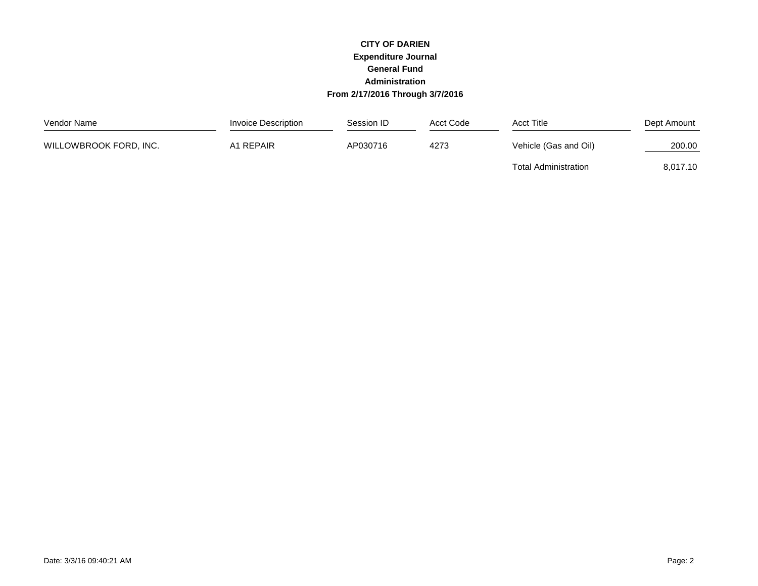**CITY OF DARIEN**
**Expenditure Journal**
**General Fund**
**Administration**
**From 2/17/2016 Through 3/7/2016**

| Vendor Name | Invoice Description | Session ID | Acct Code | Acct Title | Dept Amount |
|---|---|---|---|---|---|
| WILLOWBROOK FORD, INC. | A1 REPAIR | AP030716 | 4273 | Vehicle (Gas and Oil) | 200.00 |
| | | | | Total Administration | 8,017.10 |

Date: 3/3/16 09:40:21 AM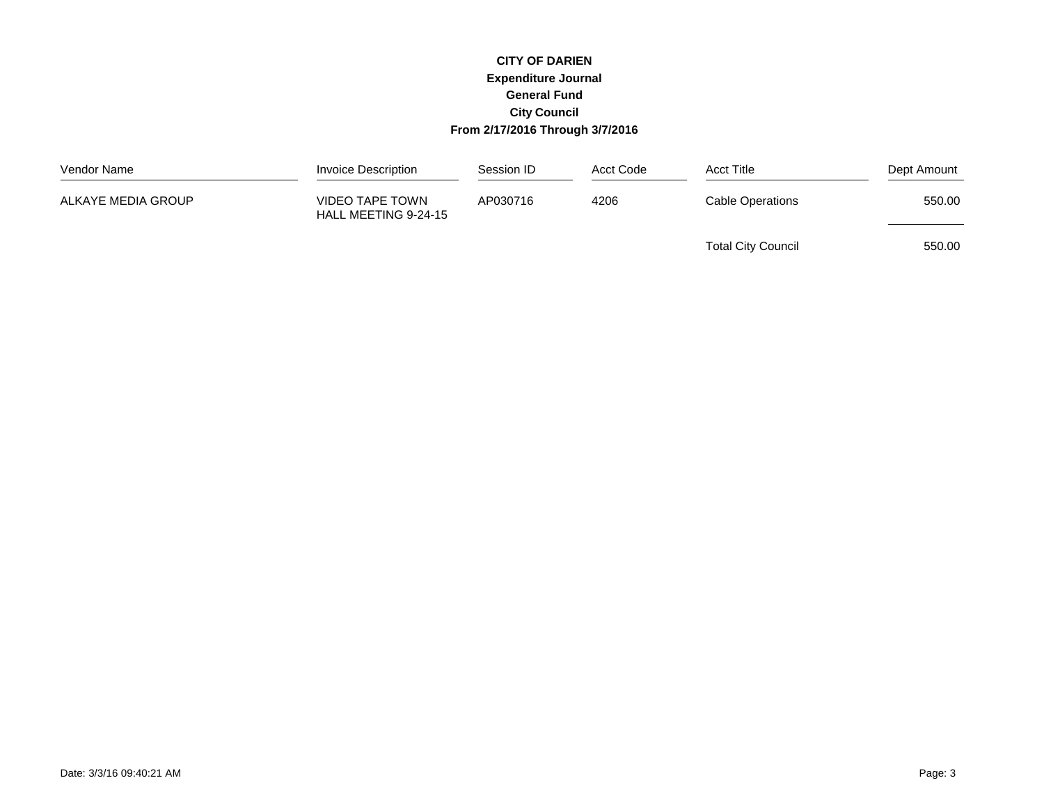**CITY OF DARIEN**
**Expenditure Journal**
**General Fund**
**City Council**
**From 2/17/2016 Through 3/7/2016**

| Vendor Name | Invoice Description | Session ID | Acct Code | Acct Title | Dept Amount |
|---|---|---|---|---|---|
| ALKAYE MEDIA GROUP | VIDEO TAPE TOWN HALL MEETING 9-24-15 | AP030716 | 4206 | Cable Operations | 550.00 |
| | | | | Total City Council | 550.00 |

Date: 3/3/16 09:40:21 AM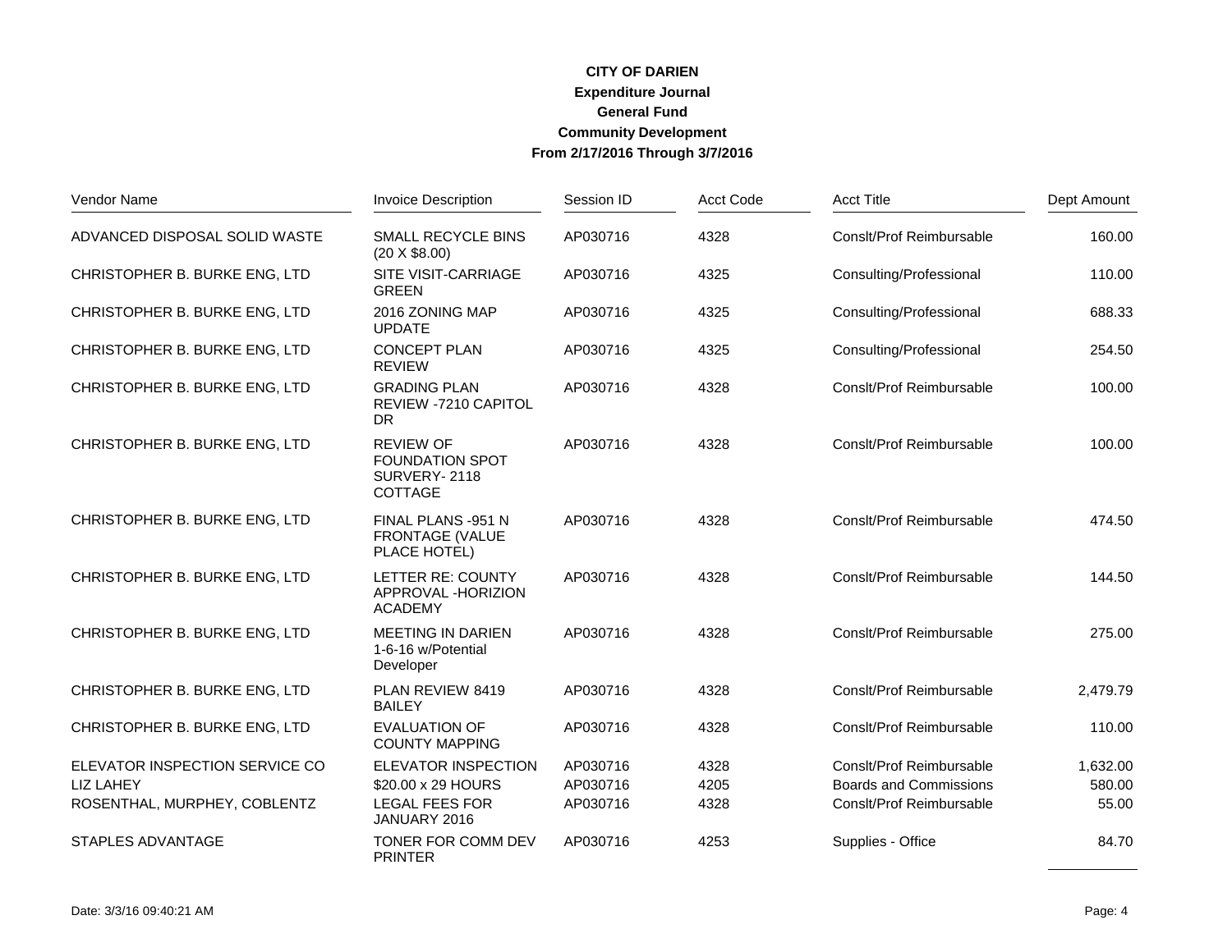**CITY OF DARIEN**
**Expenditure Journal**
**General Fund**
**Community Development**
**From 2/17/2016 Through 3/7/2016**

| Vendor Name | Invoice Description | Session ID | Acct Code | Acct Title | Dept Amount |
|---|---|---|---|---|---|
| ADVANCED DISPOSAL SOLID WASTE | SMALL RECYCLE BINS (20 X $8.00) | AP030716 | 4328 | Conslt/Prof Reimbursable | 160.00 |
| CHRISTOPHER B. BURKE ENG, LTD | SITE VISIT-CARRIAGE GREEN | AP030716 | 4325 | Consulting/Professional | 110.00 |
| CHRISTOPHER B. BURKE ENG, LTD | 2016 ZONING MAP UPDATE | AP030716 | 4325 | Consulting/Professional | 688.33 |
| CHRISTOPHER B. BURKE ENG, LTD | CONCEPT PLAN REVIEW | AP030716 | 4325 | Consulting/Professional | 254.50 |
| CHRISTOPHER B. BURKE ENG, LTD | GRADING PLAN REVIEW -7210 CAPITOL DR | AP030716 | 4328 | Conslt/Prof Reimbursable | 100.00 |
| CHRISTOPHER B. BURKE ENG, LTD | REVIEW OF FOUNDATION SPOT SURVERY- 2118 COTTAGE | AP030716 | 4328 | Conslt/Prof Reimbursable | 100.00 |
| CHRISTOPHER B. BURKE ENG, LTD | FINAL PLANS -951 N FRONTAGE (VALUE PLACE HOTEL) | AP030716 | 4328 | Conslt/Prof Reimbursable | 474.50 |
| CHRISTOPHER B. BURKE ENG, LTD | LETTER RE: COUNTY APPROVAL -HORIZION ACADEMY | AP030716 | 4328 | Conslt/Prof Reimbursable | 144.50 |
| CHRISTOPHER B. BURKE ENG, LTD | MEETING IN DARIEN 1-6-16 w/Potential Developer | AP030716 | 4328 | Conslt/Prof Reimbursable | 275.00 |
| CHRISTOPHER B. BURKE ENG, LTD | PLAN REVIEW 8419 BAILEY | AP030716 | 4328 | Conslt/Prof Reimbursable | 2,479.79 |
| CHRISTOPHER B. BURKE ENG, LTD | EVALUATION OF COUNTY MAPPING | AP030716 | 4328 | Conslt/Prof Reimbursable | 110.00 |
| ELEVATOR INSPECTION SERVICE CO | ELEVATOR INSPECTION | AP030716 | 4328 | Conslt/Prof Reimbursable | 1,632.00 |
| LIZ LAHEY | $20.00 x 29 HOURS | AP030716 | 4205 | Boards and Commissions | 580.00 |
| ROSENTHAL, MURPHEY, COBLENTZ | LEGAL FEES FOR JANUARY 2016 | AP030716 | 4328 | Conslt/Prof Reimbursable | 55.00 |
| STAPLES ADVANTAGE | TONER FOR COMM DEV PRINTER | AP030716 | 4253 | Supplies - Office | 84.70 |

Date: 3/3/16 09:40:21 AM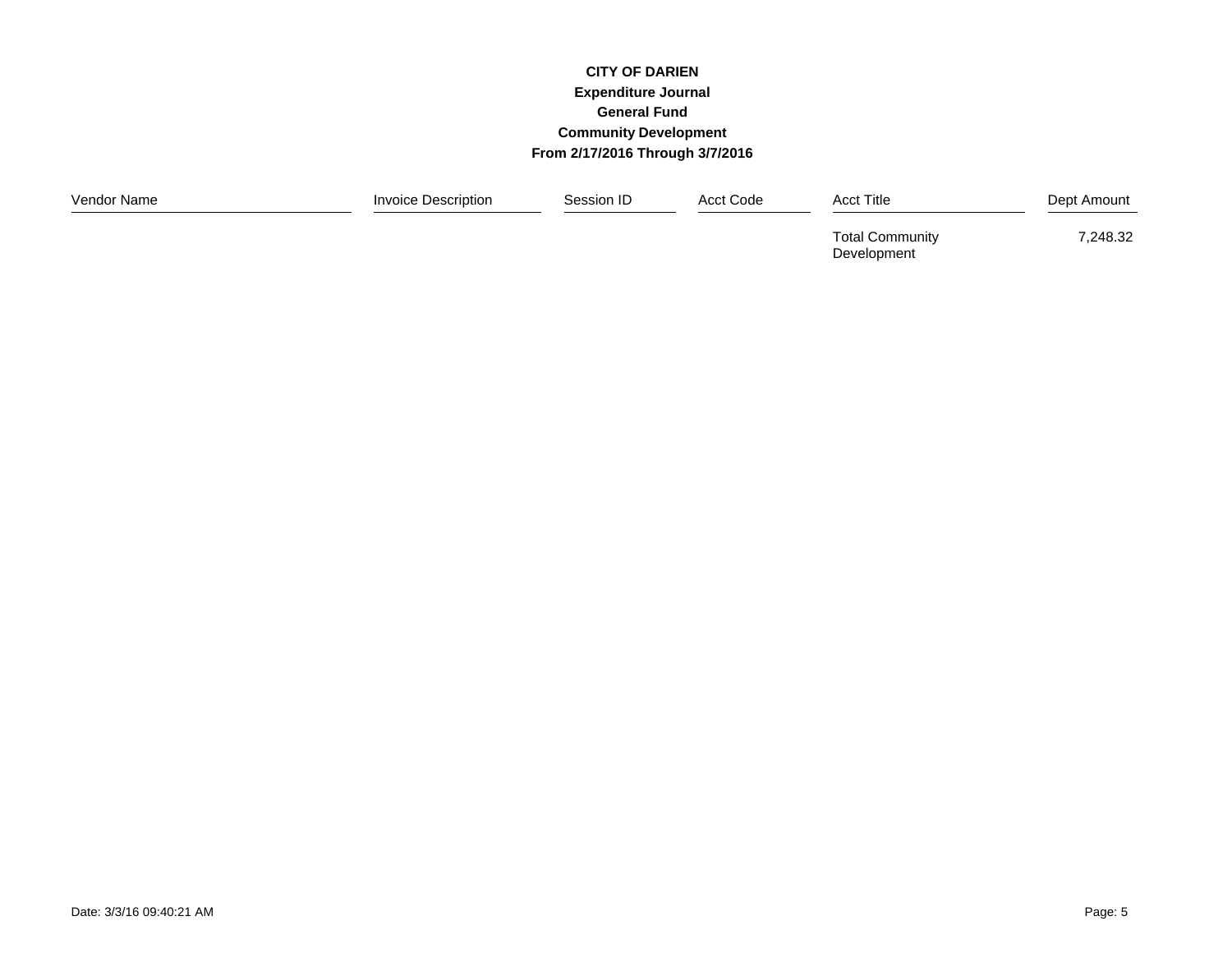**CITY OF DARIEN**
**Expenditure Journal**
**General Fund**
**Community Development**
**From 2/17/2016 Through 3/7/2016**

| Vendor Name | Invoice Description | Session ID | Acct Code | Acct Title | Dept Amount |
|---|---|---|---|---|---|
| | | | | Total Community Development | 7,248.32 |

Date: 3/3/16 09:40:21 AM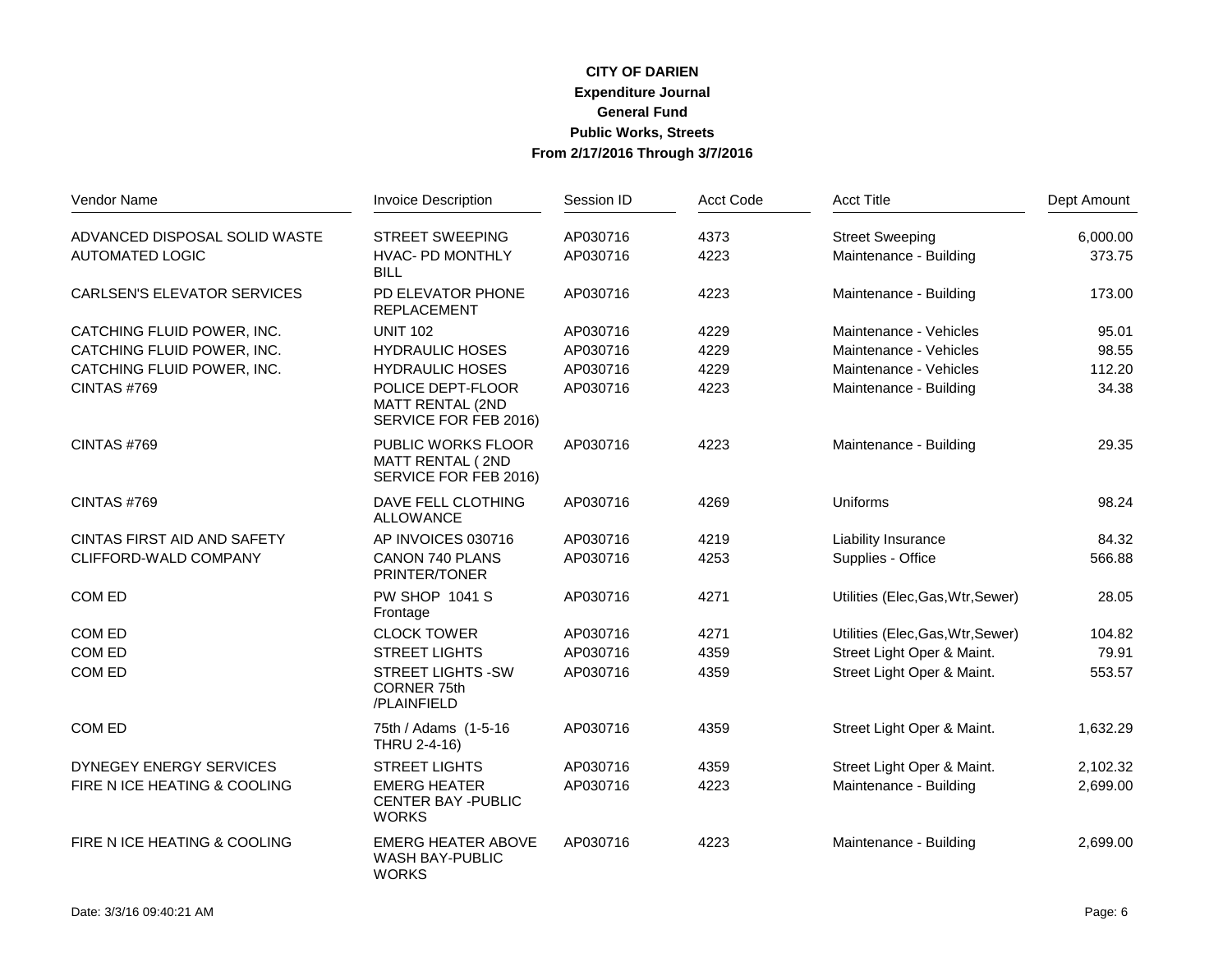**CITY OF DARIEN**
**Expenditure Journal**
**General Fund**
**Public Works, Streets**
**From 2/17/2016 Through 3/7/2016**

| Vendor Name | Invoice Description | Session ID | Acct Code | Acct Title | Dept Amount |
|---|---|---|---|---|---|
| ADVANCED DISPOSAL SOLID WASTE | STREET SWEEPING | AP030716 | 4373 | Street Sweeping | 6,000.00 |
| AUTOMATED LOGIC | HVAC- PD MONTHLY BILL | AP030716 | 4223 | Maintenance - Building | 373.75 |
| CARLSEN'S ELEVATOR SERVICES | PD ELEVATOR PHONE REPLACEMENT | AP030716 | 4223 | Maintenance - Building | 173.00 |
| CATCHING FLUID POWER, INC. | UNIT 102 | AP030716 | 4229 | Maintenance - Vehicles | 95.01 |
| CATCHING FLUID POWER, INC. | HYDRAULIC HOSES | AP030716 | 4229 | Maintenance - Vehicles | 98.55 |
| CATCHING FLUID POWER, INC. | HYDRAULIC HOSES | AP030716 | 4229 | Maintenance - Vehicles | 112.20 |
| CINTAS #769 | POLICE DEPT-FLOOR MATT RENTAL (2ND SERVICE FOR FEB 2016) | AP030716 | 4223 | Maintenance - Building | 34.38 |
| CINTAS #769 | PUBLIC WORKS FLOOR MATT RENTAL ( 2ND SERVICE FOR FEB 2016) | AP030716 | 4223 | Maintenance - Building | 29.35 |
| CINTAS #769 | DAVE FELL CLOTHING ALLOWANCE | AP030716 | 4269 | Uniforms | 98.24 |
| CINTAS FIRST AID AND SAFETY | AP INVOICES 030716 | AP030716 | 4219 | Liability Insurance | 84.32 |
| CLIFFORD-WALD COMPANY | CANON 740 PLANS PRINTER/TONER | AP030716 | 4253 | Supplies - Office | 566.88 |
| COM ED | PW SHOP 1041 S Frontage | AP030716 | 4271 | Utilities (Elec,Gas,Wtr,Sewer) | 28.05 |
| COM ED | CLOCK TOWER | AP030716 | 4271 | Utilities (Elec,Gas,Wtr,Sewer) | 104.82 |
| COM ED | STREET LIGHTS | AP030716 | 4359 | Street Light Oper & Maint. | 79.91 |
| COM ED | STREET LIGHTS -SW CORNER 75th /PLAINFIELD | AP030716 | 4359 | Street Light Oper & Maint. | 553.57 |
| COM ED | 75th / Adams (1-5-16 THRU 2-4-16) | AP030716 | 4359 | Street Light Oper & Maint. | 1,632.29 |
| DYNEGEY ENERGY SERVICES | STREET LIGHTS | AP030716 | 4359 | Street Light Oper & Maint. | 2,102.32 |
| FIRE N ICE HEATING & COOLING | EMERG HEATER CENTER BAY -PUBLIC WORKS | AP030716 | 4223 | Maintenance - Building | 2,699.00 |
| FIRE N ICE HEATING & COOLING | EMERG HEATER ABOVE WASH BAY-PUBLIC WORKS | AP030716 | 4223 | Maintenance - Building | 2,699.00 |

Date: 3/3/16 09:40:21 AM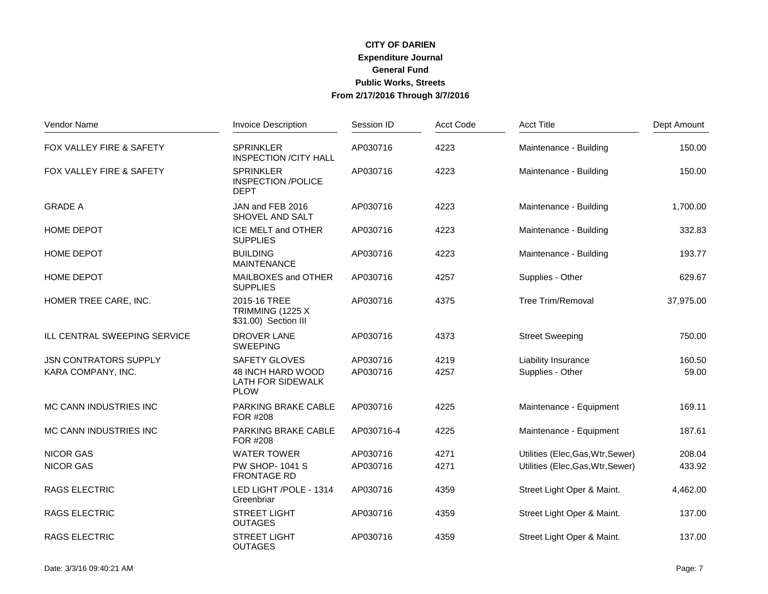**CITY OF DARIEN**
**Expenditure Journal**
**General Fund**
**Public Works, Streets**
**From 2/17/2016 Through 3/7/2016**

| Vendor Name | Invoice Description | Session ID | Acct Code | Acct Title | Dept Amount |
|---|---|---|---|---|---|
| FOX VALLEY FIRE & SAFETY | SPRINKLER INSPECTION /CITY HALL | AP030716 | 4223 | Maintenance - Building | 150.00 |
| FOX VALLEY FIRE & SAFETY | SPRINKLER INSPECTION /POLICE DEPT | AP030716 | 4223 | Maintenance - Building | 150.00 |
| GRADE A | JAN and FEB 2016 SHOVEL AND SALT | AP030716 | 4223 | Maintenance - Building | 1,700.00 |
| HOME DEPOT | ICE MELT and OTHER SUPPLIES | AP030716 | 4223 | Maintenance - Building | 332.83 |
| HOME DEPOT | BUILDING MAINTENANCE | AP030716 | 4223 | Maintenance - Building | 193.77 |
| HOME DEPOT | MAILBOXES and OTHER SUPPLIES | AP030716 | 4257 | Supplies - Other | 629.67 |
| HOMER TREE CARE, INC. | 2015-16 TREE TRIMMING (1225 X $31.00) Section III | AP030716 | 4375 | Tree Trim/Removal | 37,975.00 |
| ILL CENTRAL SWEEPING SERVICE | DROVER LANE SWEEPING | AP030716 | 4373 | Street Sweeping | 750.00 |
| JSN CONTRATORS SUPPLY | SAFETY GLOVES | AP030716 | 4219 | Liability Insurance | 160.50 |
| KARA COMPANY, INC. | 48 INCH HARD WOOD LATH FOR SIDEWALK PLOW | AP030716 | 4257 | Supplies - Other | 59.00 |
| MC CANN INDUSTRIES INC | PARKING BRAKE CABLE FOR #208 | AP030716 | 4225 | Maintenance - Equipment | 169.11 |
| MC CANN INDUSTRIES INC | PARKING BRAKE CABLE FOR #208 | AP030716-4 | 4225 | Maintenance - Equipment | 187.61 |
| NICOR GAS | WATER TOWER | AP030716 | 4271 | Utilities (Elec,Gas,Wtr,Sewer) | 208.04 |
| NICOR GAS | PW SHOP- 1041 S FRONTAGE RD | AP030716 | 4271 | Utilities (Elec,Gas,Wtr,Sewer) | 433.92 |
| RAGS ELECTRIC | LED LIGHT /POLE - 1314 Greenbriar | AP030716 | 4359 | Street Light Oper & Maint. | 4,462.00 |
| RAGS ELECTRIC | STREET LIGHT OUTAGES | AP030716 | 4359 | Street Light Oper & Maint. | 137.00 |
| RAGS ELECTRIC | STREET LIGHT OUTAGES | AP030716 | 4359 | Street Light Oper & Maint. | 137.00 |

Date: 3/3/16 09:40:21 AM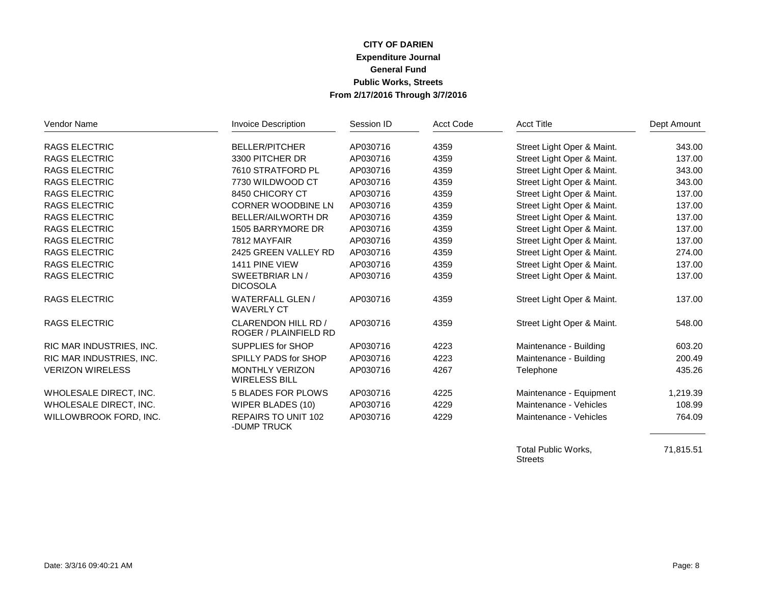**CITY OF DARIEN**
**Expenditure Journal**
**General Fund**
**Public Works, Streets**
**From 2/17/2016 Through 3/7/2016**

| Vendor Name | Invoice Description | Session ID | Acct Code | Acct Title | Dept Amount |
|---|---|---|---|---|---|
| RAGS ELECTRIC | BELLER/PITCHER | AP030716 | 4359 | Street Light Oper & Maint. | 343.00 |
| RAGS ELECTRIC | 3300 PITCHER DR | AP030716 | 4359 | Street Light Oper & Maint. | 137.00 |
| RAGS ELECTRIC | 7610 STRATFORD PL | AP030716 | 4359 | Street Light Oper & Maint. | 343.00 |
| RAGS ELECTRIC | 7730 WILDWOOD CT | AP030716 | 4359 | Street Light Oper & Maint. | 343.00 |
| RAGS ELECTRIC | 8450 CHICORY CT | AP030716 | 4359 | Street Light Oper & Maint. | 137.00 |
| RAGS ELECTRIC | CORNER WOODBINE LN | AP030716 | 4359 | Street Light Oper & Maint. | 137.00 |
| RAGS ELECTRIC | BELLER/AILWORTH DR | AP030716 | 4359 | Street Light Oper & Maint. | 137.00 |
| RAGS ELECTRIC | 1505 BARRYMORE DR | AP030716 | 4359 | Street Light Oper & Maint. | 137.00 |
| RAGS ELECTRIC | 7812 MAYFAIR | AP030716 | 4359 | Street Light Oper & Maint. | 137.00 |
| RAGS ELECTRIC | 2425 GREEN VALLEY RD | AP030716 | 4359 | Street Light Oper & Maint. | 274.00 |
| RAGS ELECTRIC | 1411 PINE VIEW | AP030716 | 4359 | Street Light Oper & Maint. | 137.00 |
| RAGS ELECTRIC | SWEETBRIAR LN / DICOSOLA | AP030716 | 4359 | Street Light Oper & Maint. | 137.00 |
| RAGS ELECTRIC | WATERFALL GLEN / WAVERLY CT | AP030716 | 4359 | Street Light Oper & Maint. | 137.00 |
| RAGS ELECTRIC | CLARENDON HILL RD / ROGER / PLAINFIELD RD | AP030716 | 4359 | Street Light Oper & Maint. | 548.00 |
| RIC MAR INDUSTRIES, INC. | SUPPLIES for SHOP | AP030716 | 4223 | Maintenance - Building | 603.20 |
| RIC MAR INDUSTRIES, INC. | SPILLY PADS for SHOP | AP030716 | 4223 | Maintenance - Building | 200.49 |
| VERIZON WIRELESS | MONTHLY VERIZON WIRELESS BILL | AP030716 | 4267 | Telephone | 435.26 |
| WHOLESALE DIRECT, INC. | 5 BLADES FOR PLOWS | AP030716 | 4225 | Maintenance - Equipment | 1,219.39 |
| WHOLESALE DIRECT, INC. | WIPER BLADES (10) | AP030716 | 4229 | Maintenance - Vehicles | 108.99 |
| WILLOWBROOK FORD, INC. | REPAIRS TO UNIT 102 -DUMP TRUCK | AP030716 | 4229 | Maintenance - Vehicles | 764.09 |
| | | | | Total Public Works, Streets | 71,815.51 |

Date: 3/3/16 09:40:21 AM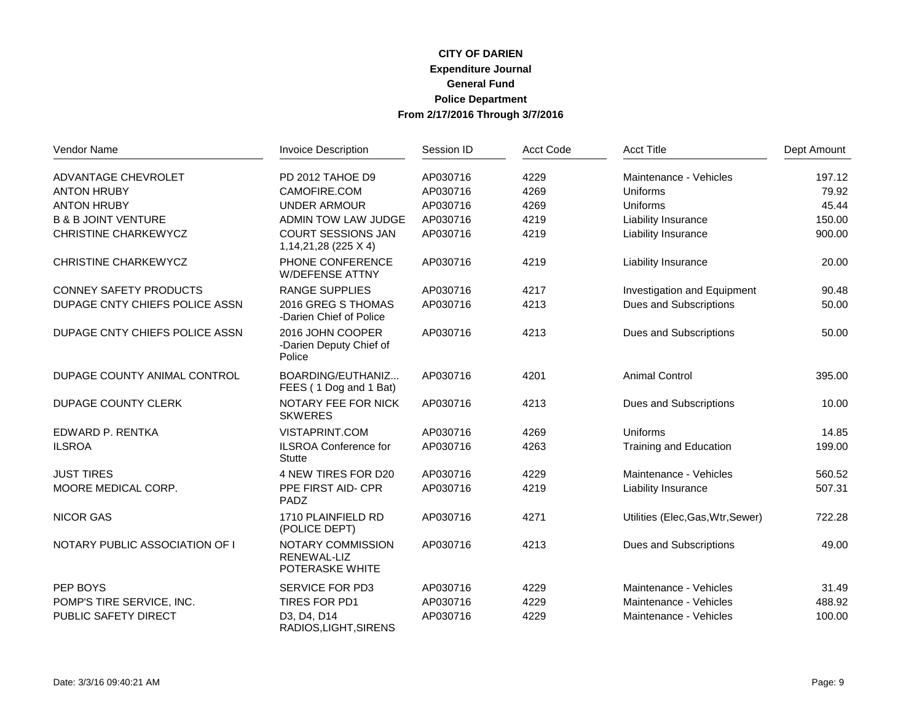**CITY OF DARIEN**
**Expenditure Journal**
**General Fund**
**Police Department**
**From 2/17/2016 Through 3/7/2016**

| Vendor Name | Invoice Description | Session ID | Acct Code | Acct Title | Dept Amount |
|---|---|---|---|---|---|
| ADVANTAGE CHEVROLET | PD 2012 TAHOE D9 | AP030716 | 4229 | Maintenance - Vehicles | 197.12 |
| ANTON HRUBY | CAMOFIRE.COM | AP030716 | 4269 | Uniforms | 79.92 |
| ANTON HRUBY | UNDER ARMOUR | AP030716 | 4269 | Uniforms | 45.44 |
| B & B JOINT VENTURE | ADMIN TOW LAW JUDGE | AP030716 | 4219 | Liability Insurance | 150.00 |
| CHRISTINE CHARKEWYCZ | COURT SESSIONS JAN 1,14,21,28 (225 X 4) | AP030716 | 4219 | Liability Insurance | 900.00 |
| CHRISTINE CHARKEWYCZ | PHONE CONFERENCE W/DEFENSE ATTNY | AP030716 | 4219 | Liability Insurance | 20.00 |
| CONNEY SAFETY PRODUCTS | RANGE SUPPLIES | AP030716 | 4217 | Investigation and Equipment | 90.48 |
| DUPAGE CNTY CHIEFS POLICE ASSN | 2016 GREG S THOMAS -Darien Chief of Police | AP030716 | 4213 | Dues and Subscriptions | 50.00 |
| DUPAGE CNTY CHIEFS POLICE ASSN | 2016 JOHN COOPER -Darien Deputy Chief of Police | AP030716 | 4213 | Dues and Subscriptions | 50.00 |
| DUPAGE COUNTY ANIMAL CONTROL | BOARDING/EUTHANIZ... FEES ( 1 Dog and 1 Bat) | AP030716 | 4201 | Animal Control | 395.00 |
| DUPAGE COUNTY CLERK | NOTARY FEE FOR NICK SKWERES | AP030716 | 4213 | Dues and Subscriptions | 10.00 |
| EDWARD P. RENTKA | VISTAPRINT.COM | AP030716 | 4269 | Uniforms | 14.85 |
| ILSROA | ILSROA Conference for Stutte | AP030716 | 4263 | Training and Education | 199.00 |
| JUST TIRES | 4 NEW TIRES FOR D20 | AP030716 | 4229 | Maintenance - Vehicles | 560.52 |
| MOORE MEDICAL CORP. | PPE FIRST AID- CPR PADZ | AP030716 | 4219 | Liability Insurance | 507.31 |
| NICOR GAS | 1710 PLAINFIELD RD (POLICE DEPT) | AP030716 | 4271 | Utilities (Elec,Gas,Wtr,Sewer) | 722.28 |
| NOTARY PUBLIC ASSOCIATION OF I | NOTARY COMMISSION RENEWAL-LIZ POTERASKE WHITE | AP030716 | 4213 | Dues and Subscriptions | 49.00 |
| PEP BOYS | SERVICE FOR PD3 | AP030716 | 4229 | Maintenance - Vehicles | 31.49 |
| POMP'S TIRE SERVICE, INC. | TIRES FOR PD1 | AP030716 | 4229 | Maintenance - Vehicles | 488.92 |
| PUBLIC SAFETY DIRECT | D3, D4, D14 RADIOS,LIGHT,SIRENS | AP030716 | 4229 | Maintenance - Vehicles | 100.00 |

Date: 3/3/16 09:40:21 AM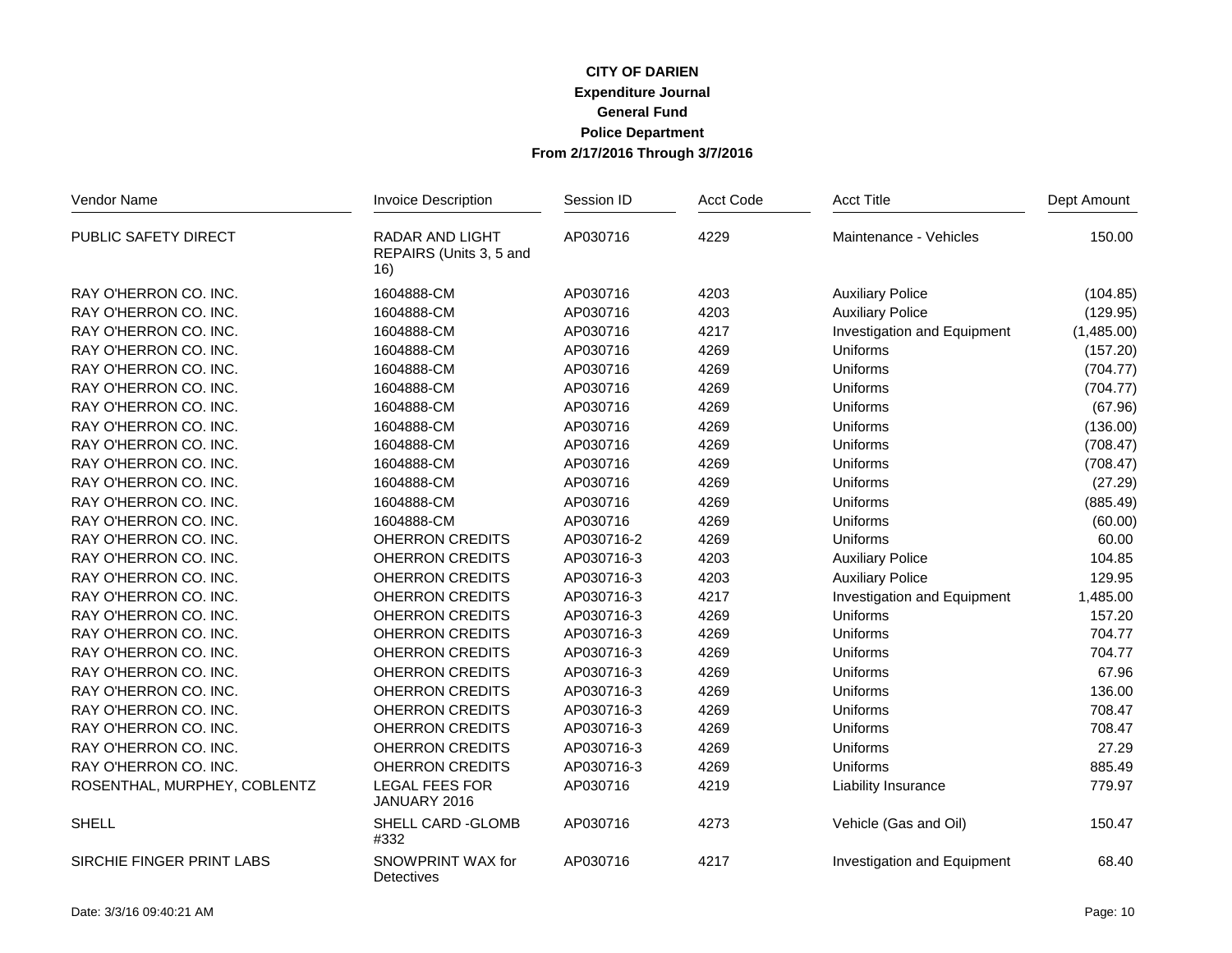**CITY OF DARIEN**
**Expenditure Journal**
**General Fund**
**Police Department**
**From 2/17/2016 Through 3/7/2016**

| Vendor Name | Invoice Description | Session ID | Acct Code | Acct Title | Dept Amount |
|---|---|---|---|---|---|
| PUBLIC SAFETY DIRECT | RADAR AND LIGHT REPAIRS (Units 3, 5 and 16) | AP030716 | 4229 | Maintenance - Vehicles | 150.00 |
| RAY O'HERRON CO. INC. | 1604888-CM | AP030716 | 4203 | Auxiliary Police | (104.85) |
| RAY O'HERRON CO. INC. | 1604888-CM | AP030716 | 4203 | Auxiliary Police | (129.95) |
| RAY O'HERRON CO. INC. | 1604888-CM | AP030716 | 4217 | Investigation and Equipment | (1,485.00) |
| RAY O'HERRON CO. INC. | 1604888-CM | AP030716 | 4269 | Uniforms | (157.20) |
| RAY O'HERRON CO. INC. | 1604888-CM | AP030716 | 4269 | Uniforms | (704.77) |
| RAY O'HERRON CO. INC. | 1604888-CM | AP030716 | 4269 | Uniforms | (704.77) |
| RAY O'HERRON CO. INC. | 1604888-CM | AP030716 | 4269 | Uniforms | (67.96) |
| RAY O'HERRON CO. INC. | 1604888-CM | AP030716 | 4269 | Uniforms | (136.00) |
| RAY O'HERRON CO. INC. | 1604888-CM | AP030716 | 4269 | Uniforms | (708.47) |
| RAY O'HERRON CO. INC. | 1604888-CM | AP030716 | 4269 | Uniforms | (708.47) |
| RAY O'HERRON CO. INC. | 1604888-CM | AP030716 | 4269 | Uniforms | (27.29) |
| RAY O'HERRON CO. INC. | 1604888-CM | AP030716 | 4269 | Uniforms | (885.49) |
| RAY O'HERRON CO. INC. | 1604888-CM | AP030716 | 4269 | Uniforms | (60.00) |
| RAY O'HERRON CO. INC. | OHERRON CREDITS | AP030716-2 | 4269 | Uniforms | 60.00 |
| RAY O'HERRON CO. INC. | OHERRON CREDITS | AP030716-3 | 4203 | Auxiliary Police | 104.85 |
| RAY O'HERRON CO. INC. | OHERRON CREDITS | AP030716-3 | 4203 | Auxiliary Police | 129.95 |
| RAY O'HERRON CO. INC. | OHERRON CREDITS | AP030716-3 | 4217 | Investigation and Equipment | 1,485.00 |
| RAY O'HERRON CO. INC. | OHERRON CREDITS | AP030716-3 | 4269 | Uniforms | 157.20 |
| RAY O'HERRON CO. INC. | OHERRON CREDITS | AP030716-3 | 4269 | Uniforms | 704.77 |
| RAY O'HERRON CO. INC. | OHERRON CREDITS | AP030716-3 | 4269 | Uniforms | 704.77 |
| RAY O'HERRON CO. INC. | OHERRON CREDITS | AP030716-3 | 4269 | Uniforms | 67.96 |
| RAY O'HERRON CO. INC. | OHERRON CREDITS | AP030716-3 | 4269 | Uniforms | 136.00 |
| RAY O'HERRON CO. INC. | OHERRON CREDITS | AP030716-3 | 4269 | Uniforms | 708.47 |
| RAY O'HERRON CO. INC. | OHERRON CREDITS | AP030716-3 | 4269 | Uniforms | 708.47 |
| RAY O'HERRON CO. INC. | OHERRON CREDITS | AP030716-3 | 4269 | Uniforms | 27.29 |
| RAY O'HERRON CO. INC. | OHERRON CREDITS | AP030716-3 | 4269 | Uniforms | 885.49 |
| ROSENTHAL, MURPHEY, COBLENTZ | LEGAL FEES FOR JANUARY 2016 | AP030716 | 4219 | Liability Insurance | 779.97 |
| SHELL | SHELL CARD -GLOMB #332 | AP030716 | 4273 | Vehicle (Gas and Oil) | 150.47 |
| SIRCHIE FINGER PRINT LABS | SNOWPRINT WAX for Detectives | AP030716 | 4217 | Investigation and Equipment | 68.40 |

Date: 3/3/16 09:40:21 AM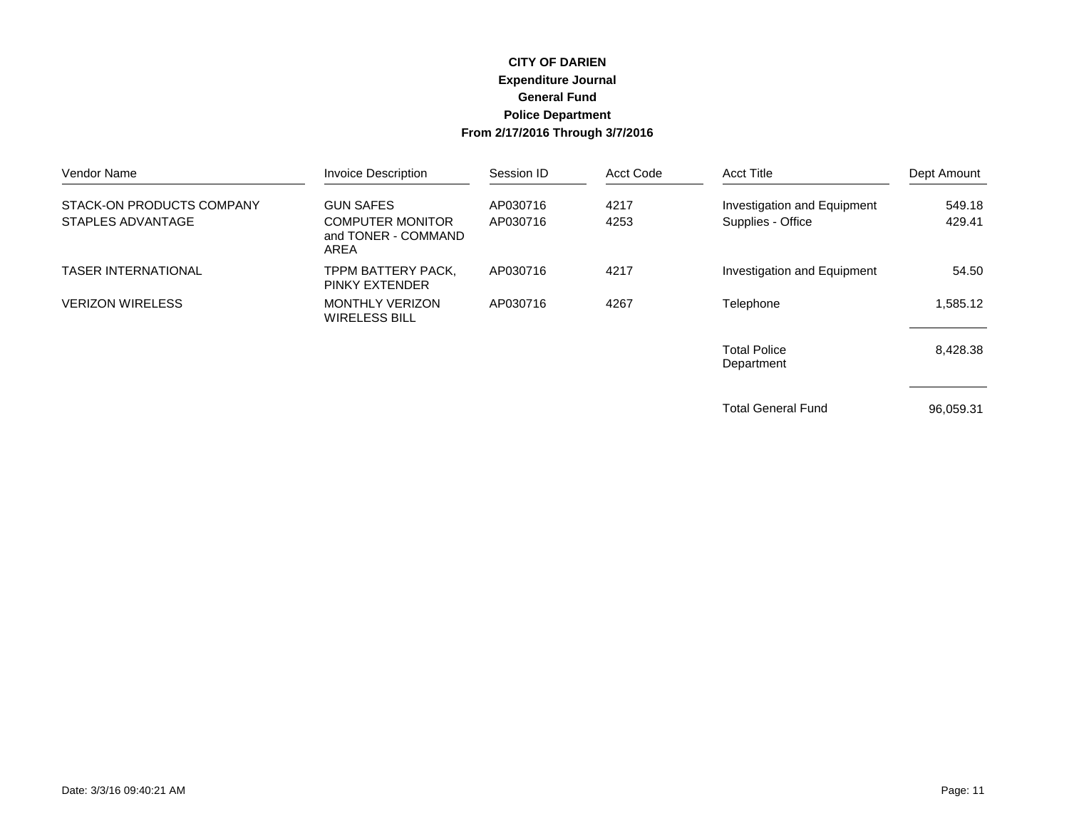**CITY OF DARIEN**
**Expenditure Journal**
**General Fund**
**Police Department**
**From 2/17/2016 Through 3/7/2016**

| Vendor Name | Invoice Description | Session ID | Acct Code | Acct Title | Dept Amount |
|---|---|---|---|---|---|
| STACK-ON PRODUCTS COMPANY | GUN SAFES | AP030716 | 4217 | Investigation and Equipment | 549.18 |
| STAPLES ADVANTAGE | COMPUTER MONITOR and TONER - COMMAND AREA | AP030716 | 4253 | Supplies - Office | 429.41 |
| TASER INTERNATIONAL | TPPM BATTERY PACK, PINKY EXTENDER | AP030716 | 4217 | Investigation and Equipment | 54.50 |
| VERIZON WIRELESS | MONTHLY VERIZON WIRELESS BILL | AP030716 | 4267 | Telephone | 1,585.12 |
| | | | | Total Police Department | 8,428.38 |
| | | | | Total General Fund | 96,059.31 |

Date: 3/3/16 09:40:21 AM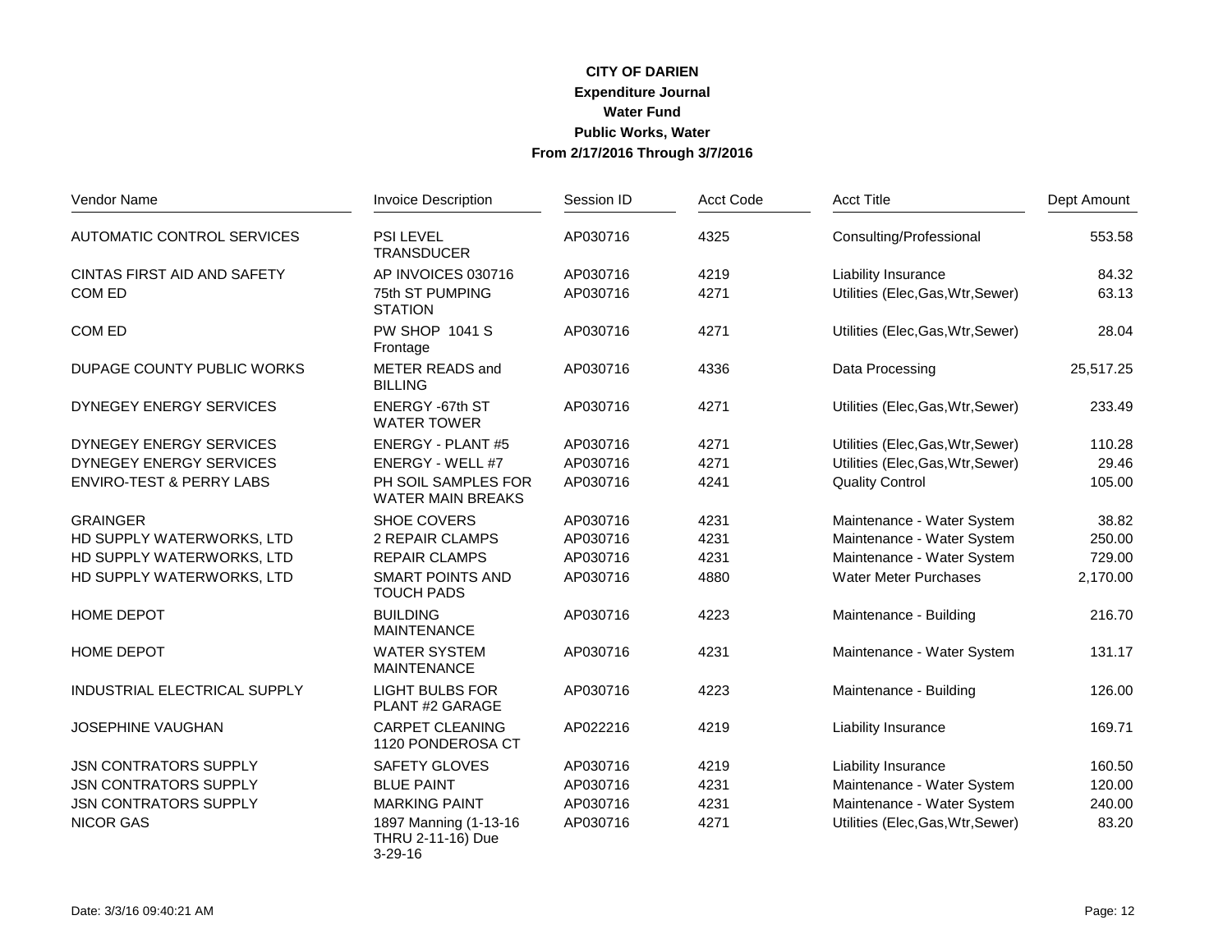# CITY OF DARIEN

## Expenditure Journal

### Water Fund

### Public Works, Water

### From 2/17/2016 Through 3/7/2016

| Vendor Name | Invoice Description | Session ID | Acct Code | Acct Title | Dept Amount |
|---|---|---|---|---|---|
| AUTOMATIC CONTROL SERVICES | PSI LEVEL TRANSDUCER | AP030716 | 4325 | Consulting/Professional | 553.58 |
| CINTAS FIRST AID AND SAFETY | AP INVOICES 030716 | AP030716 | 4219 | Liability Insurance | 84.32 |
| COM ED | 75th ST PUMPING STATION | AP030716 | 4271 | Utilities (Elec,Gas,Wtr,Sewer) | 63.13 |
| COM ED | PW SHOP 1041 S Frontage | AP030716 | 4271 | Utilities (Elec,Gas,Wtr,Sewer) | 28.04 |
| DUPAGE COUNTY PUBLIC WORKS | METER READS and BILLING | AP030716 | 4336 | Data Processing | 25,517.25 |
| DYNEGEY ENERGY SERVICES | ENERGY -67th ST WATER TOWER | AP030716 | 4271 | Utilities (Elec,Gas,Wtr,Sewer) | 233.49 |
| DYNEGEY ENERGY SERVICES | ENERGY - PLANT #5 | AP030716 | 4271 | Utilities (Elec,Gas,Wtr,Sewer) | 110.28 |
| DYNEGEY ENERGY SERVICES | ENERGY - WELL #7 | AP030716 | 4271 | Utilities (Elec,Gas,Wtr,Sewer) | 29.46 |
| ENVIRO-TEST & PERRY LABS | PH SOIL SAMPLES FOR WATER MAIN BREAKS | AP030716 | 4241 | Quality Control | 105.00 |
| GRAINGER | SHOE COVERS | AP030716 | 4231 | Maintenance - Water System | 38.82 |
| HD SUPPLY WATERWORKS, LTD | 2 REPAIR CLAMPS | AP030716 | 4231 | Maintenance - Water System | 250.00 |
| HD SUPPLY WATERWORKS, LTD | REPAIR CLAMPS | AP030716 | 4231 | Maintenance - Water System | 729.00 |
| HD SUPPLY WATERWORKS, LTD | SMART POINTS AND TOUCH PADS | AP030716 | 4880 | Water Meter Purchases | 2,170.00 |
| HOME DEPOT | BUILDING MAINTENANCE | AP030716 | 4223 | Maintenance - Building | 216.70 |
| HOME DEPOT | WATER SYSTEM MAINTENANCE | AP030716 | 4231 | Maintenance - Water System | 131.17 |
| INDUSTRIAL ELECTRICAL SUPPLY | LIGHT BULBS FOR PLANT #2 GARAGE | AP030716 | 4223 | Maintenance - Building | 126.00 |
| JOSEPHINE VAUGHAN | CARPET CLEANING 1120 PONDEROSA CT | AP022216 | 4219 | Liability Insurance | 169.71 |
| JSN CONTRATORS SUPPLY | SAFETY GLOVES | AP030716 | 4219 | Liability Insurance | 160.50 |
| JSN CONTRATORS SUPPLY | BLUE PAINT | AP030716 | 4231 | Maintenance - Water System | 120.00 |
| JSN CONTRATORS SUPPLY | MARKING PAINT | AP030716 | 4231 | Maintenance - Water System | 240.00 |
| NICOR GAS | 1897 Manning (1-13-16 THRU 2-11-16) Due 3-29-16 | AP030716 | 4271 | Utilities (Elec,Gas,Wtr,Sewer) | 83.20 |

Date: 3/3/16 09:40:21 AM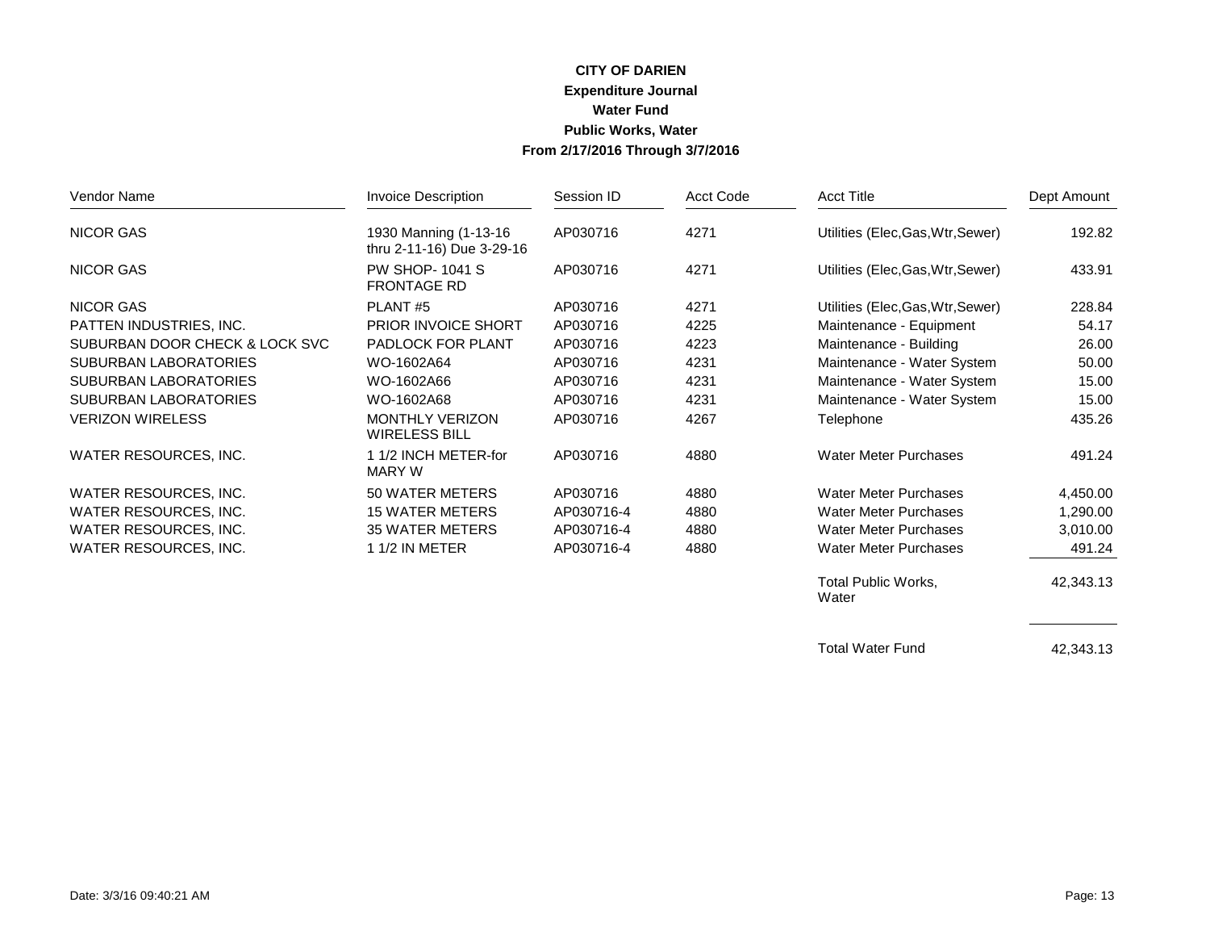**CITY OF DARIEN**
**Expenditure Journal**
**Water Fund**
**Public Works, Water**
**From 2/17/2016 Through 3/7/2016**

| Vendor Name | Invoice Description | Session ID | Acct Code | Acct Title | Dept Amount |
|---|---|---|---|---|---|
| NICOR GAS | 1930 Manning (1-13-16 thru 2-11-16) Due 3-29-16 | AP030716 | 4271 | Utilities (Elec,Gas,Wtr,Sewer) | 192.82 |
| NICOR GAS | PW SHOP- 1041 S FRONTAGE RD | AP030716 | 4271 | Utilities (Elec,Gas,Wtr,Sewer) | 433.91 |
| NICOR GAS | PLANT #5 | AP030716 | 4271 | Utilities (Elec,Gas,Wtr,Sewer) | 228.84 |
| PATTEN INDUSTRIES, INC. | PRIOR INVOICE SHORT | AP030716 | 4225 | Maintenance - Equipment | 54.17 |
| SUBURBAN DOOR CHECK & LOCK SVC | PADLOCK FOR PLANT | AP030716 | 4223 | Maintenance - Building | 26.00 |
| SUBURBAN LABORATORIES | WO-1602A64 | AP030716 | 4231 | Maintenance - Water System | 50.00 |
| SUBURBAN LABORATORIES | WO-1602A66 | AP030716 | 4231 | Maintenance - Water System | 15.00 |
| SUBURBAN LABORATORIES | WO-1602A68 | AP030716 | 4231 | Maintenance - Water System | 15.00 |
| VERIZON WIRELESS | MONTHLY VERIZON WIRELESS BILL | AP030716 | 4267 | Telephone | 435.26 |
| WATER RESOURCES, INC. | 1 1/2 INCH METER-for MARY W | AP030716 | 4880 | Water Meter Purchases | 491.24 |
| WATER RESOURCES, INC. | 50 WATER METERS | AP030716 | 4880 | Water Meter Purchases | 4,450.00 |
| WATER RESOURCES, INC. | 15 WATER METERS | AP030716-4 | 4880 | Water Meter Purchases | 1,290.00 |
| WATER RESOURCES, INC. | 35 WATER METERS | AP030716-4 | 4880 | Water Meter Purchases | 3,010.00 |
| WATER RESOURCES, INC. | 1 1/2 IN METER | AP030716-4 | 4880 | Water Meter Purchases | 491.24 |
| | | | | Total Public Works, Water | 42,343.13 |
| | | | | Total Water Fund | 42,343.13 |

Date: 3/3/16 09:40:21 AM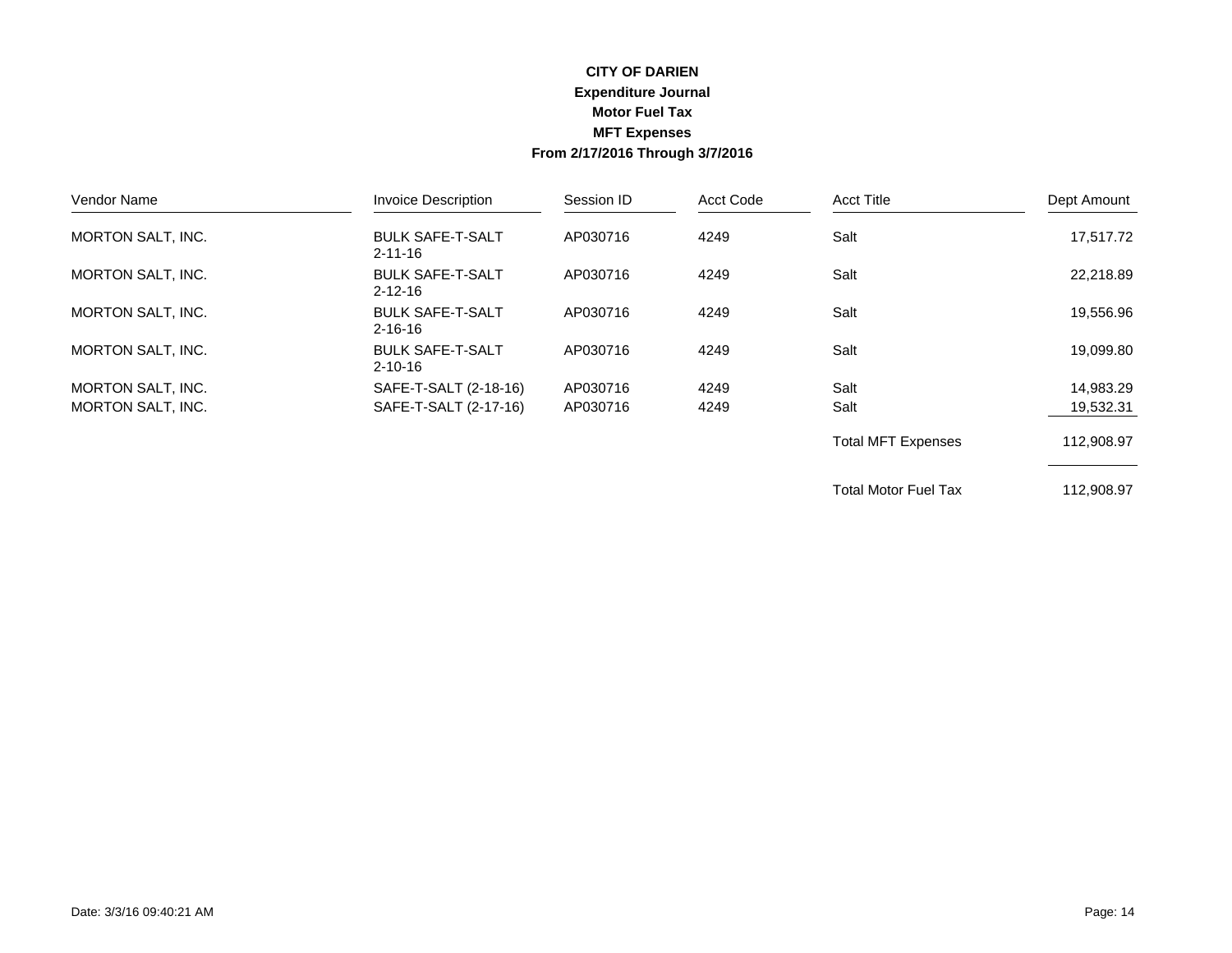# CITY OF DARIEN

## Expenditure Journal

### Motor Fuel Tax

### MFT Expenses

### From 2/17/2016 Through 3/7/2016

| Vendor Name | Invoice Description | Session ID | Acct Code | Acct Title | Dept Amount |
|---|---|---|---|---|---|
| MORTON SALT, INC. | BULK SAFE-T-SALT 2-11-16 | AP030716 | 4249 | Salt | 17,517.72 |
| MORTON SALT, INC. | BULK SAFE-T-SALT 2-12-16 | AP030716 | 4249 | Salt | 22,218.89 |
| MORTON SALT, INC. | BULK SAFE-T-SALT 2-16-16 | AP030716 | 4249 | Salt | 19,556.96 |
| MORTON SALT, INC. | BULK SAFE-T-SALT 2-10-16 | AP030716 | 4249 | Salt | 19,099.80 |
| MORTON SALT, INC. | SAFE-T-SALT (2-18-16) | AP030716 | 4249 | Salt | 14,983.29 |
| MORTON SALT, INC. | SAFE-T-SALT (2-17-16) | AP030716 | 4249 | Salt | 19,532.31 |
| | | | | Total MFT Expenses | 112,908.97 |
| | | | | Total Motor Fuel Tax | 112,908.97 |

Date: 3/3/16 09:40:21 AM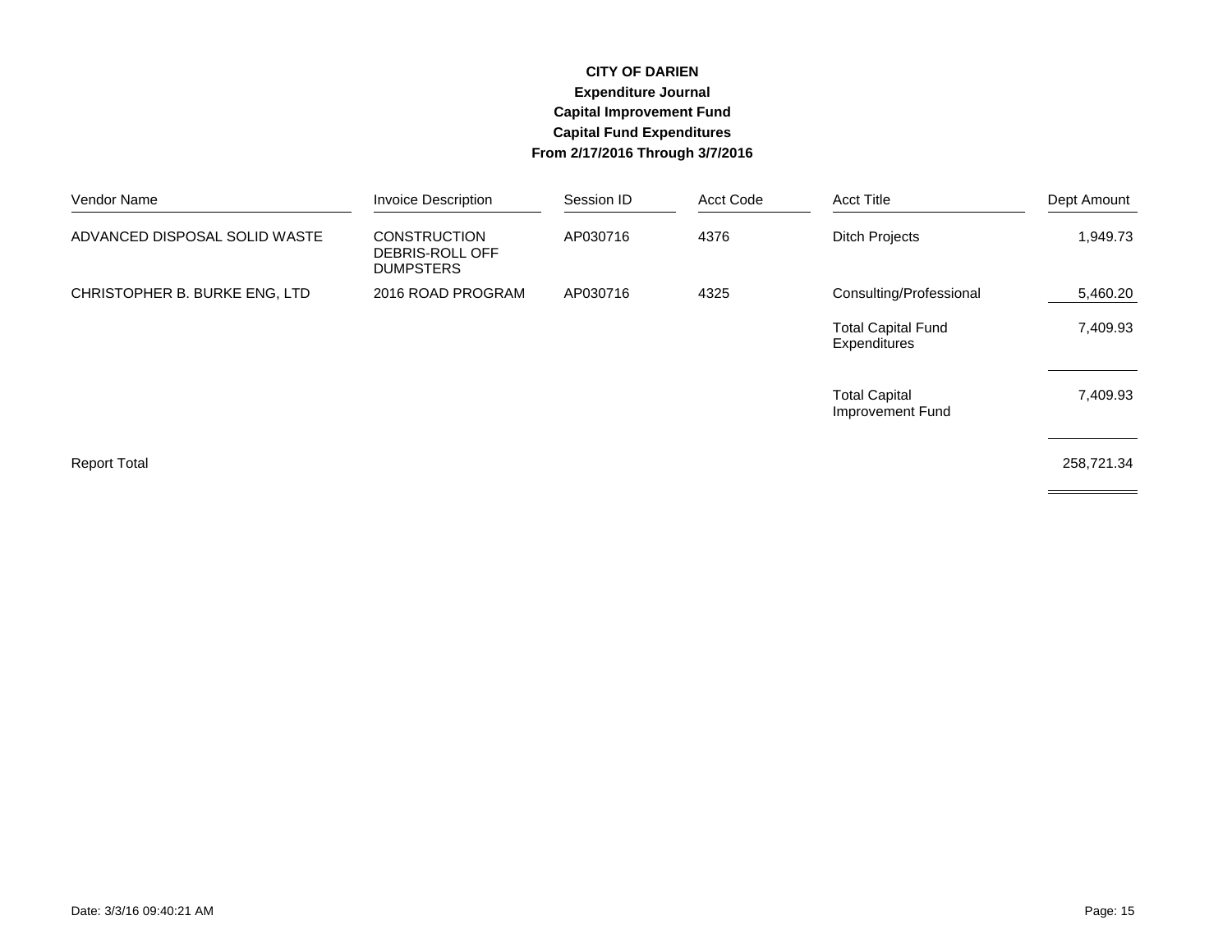**CITY OF DARIEN**

**Expenditure Journal**

**Capital Improvement Fund**

**Capital Fund Expenditures**

**From 2/17/2016 Through 3/7/2016**

| Vendor Name | Invoice Description | Session ID | Acct Code | Acct Title | Dept Amount |
|---|---|---|---|---|---|
| ADVANCED DISPOSAL SOLID WASTE | CONSTRUCTION DEBRIS-ROLL OFF DUMPSTERS | AP030716 | 4376 | Ditch Projects | 1,949.73 |
| CHRISTOPHER B. BURKE ENG, LTD | 2016 ROAD PROGRAM | AP030716 | 4325 | Consulting/Professional | 5,460.20 |
| | | | | Total Capital Fund Expenditures | 7,409.93 |
| | | | | Total Capital Improvement Fund | 7,409.93 |
| Report Total | | | | | 258,721.34 |

Date: 3/3/16 09:40:21 AM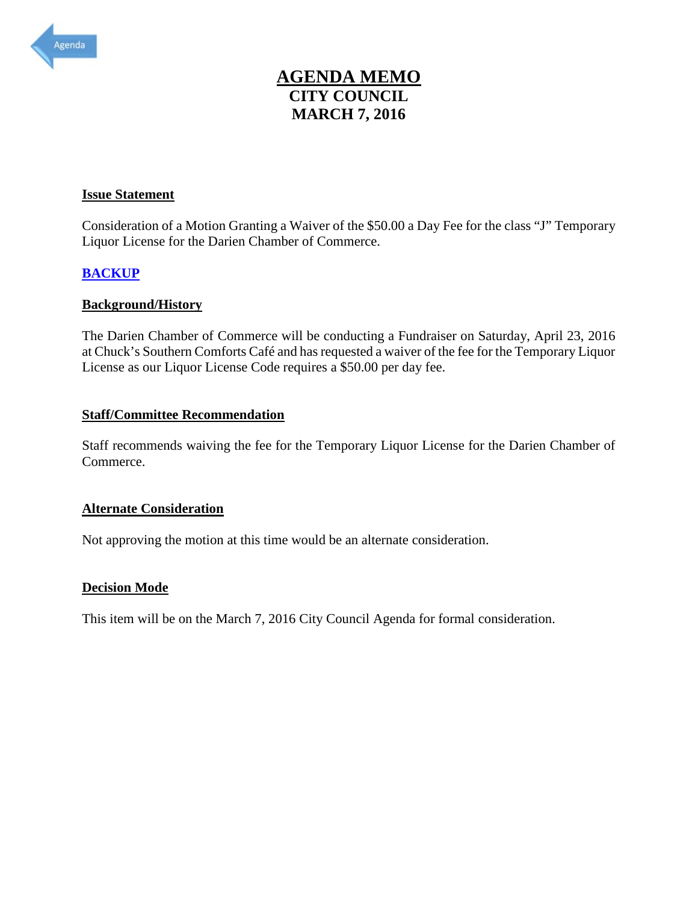# AGENDA MEMO
## CITY COUNCIL
## MARCH 7, 2016

**Issue Statement**

Consideration of a Motion Granting a Waiver of the $50.00 a Day Fee for the class "J" Temporary Liquor License for the Darien Chamber of Commerce.

**BACKUP**

**Background/History**

The Darien Chamber of Commerce will be conducting a Fundraiser on Saturday, April 23, 2016 at Chuck's Southern Comforts Café and has requested a waiver of the fee for the Temporary Liquor License as our Liquor License Code requires a $50.00 per day fee.

**Staff/Committee Recommendation**

Staff recommends waiving the fee for the Temporary Liquor License for the Darien Chamber of Commerce.

**Alternate Consideration**

Not approving the motion at this time would be an alternate consideration.

**Decision Mode**

This item will be on the March 7, 2016 City Council Agenda for formal consideration.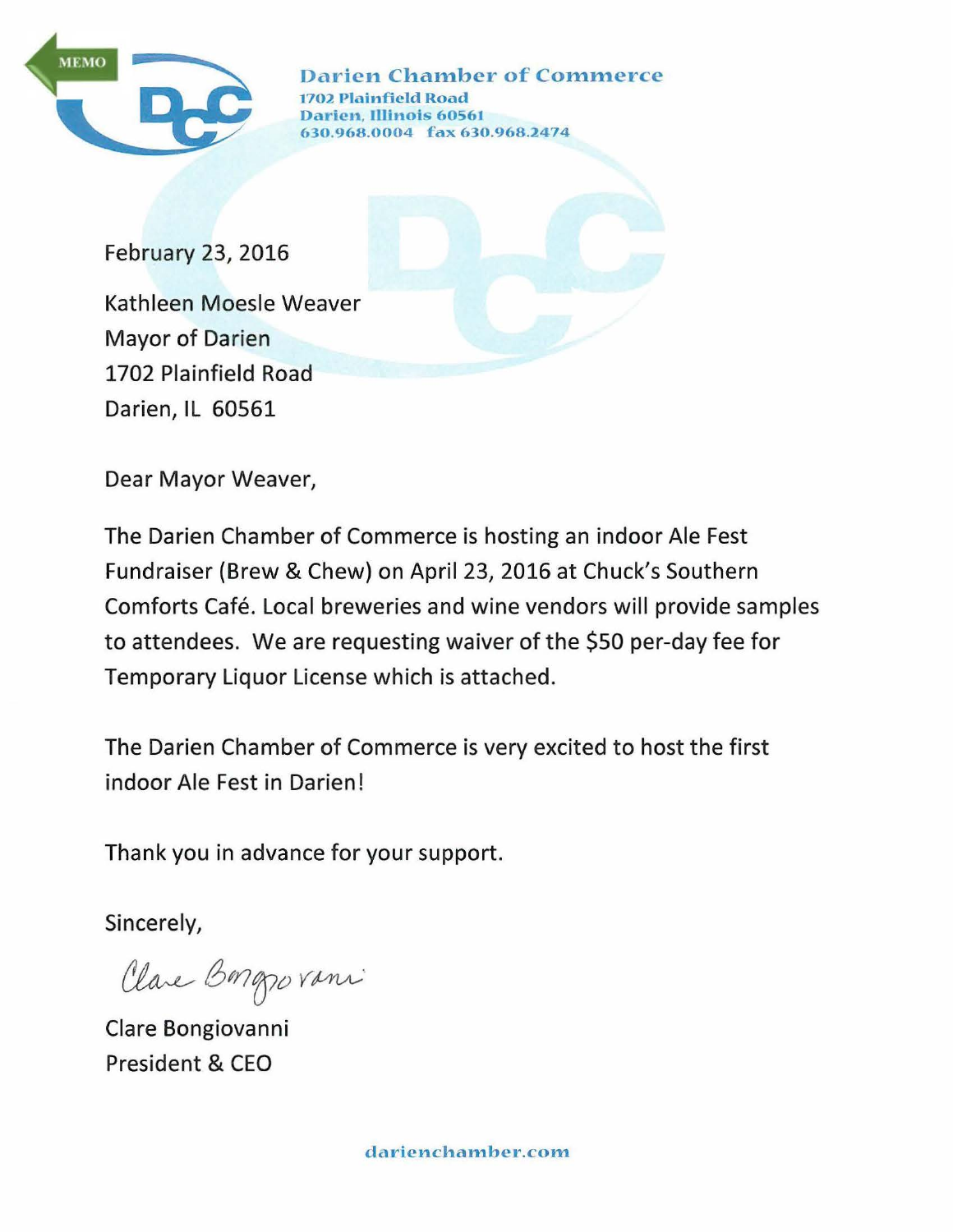MEMO

**Darien Chamber of Commerce**
1702 Plainfield Road
Darien, Illinois 60561
630.968.0004 fax 630.968.2474

February 23, 2016

Kathleen Moesle Weaver
Mayor of Darien
1702 Plainfield Road
Darien, IL 60561

Dear Mayor Weaver,

The Darien Chamber of Commerce is hosting an indoor Ale Fest Fundraiser (Brew & Chew) on April 23, 2016 at Chuck's Southern Comforts Café. Local breweries and wine vendors will provide samples to attendees. We are requesting waiver of the $50 per-day fee for Temporary Liquor License which is attached.

The Darien Chamber of Commerce is very excited to host the first indoor Ale Fest in Darien!

Thank you in advance for your support.

Sincerely,

Clare Bongiovanni

Clare Bongiovanni
President & CEO

darienchamber.com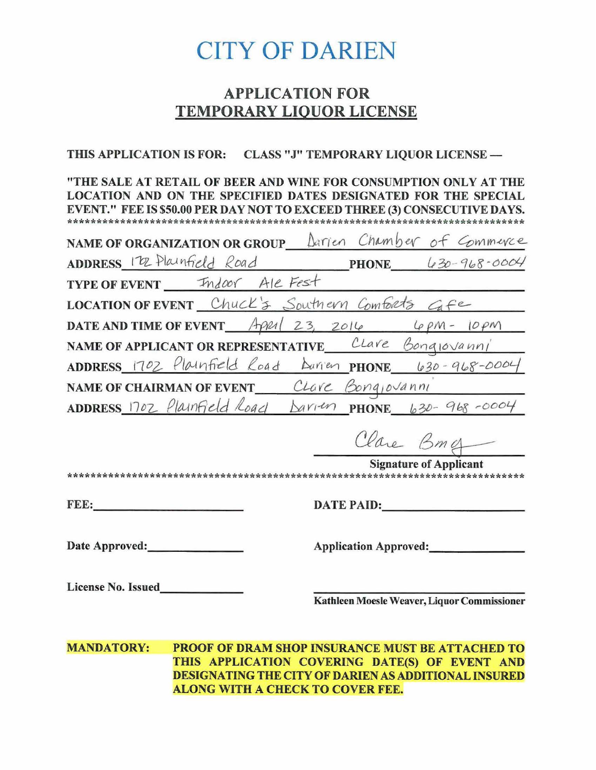# CITY OF DARIEN

## APPLICATION FOR
## TEMPORARY LIQUOR LICENSE

**THIS APPLICATION IS FOR: CLASS "J" TEMPORARY LIQUOR LICENSE —**

**"THE SALE AT RETAIL OF BEER AND WINE FOR CONSUMPTION ONLY AT THE LOCATION AND ON THE SPECIFIED DATES DESIGNATED FOR THE SPECIAL EVENT." FEE IS $50.00 PER DAY NOT TO EXCEED THREE (3) CONSECUTIVE DAYS.**

********************************************************************************

**NAME OF ORGANIZATION OR GROUP** Darien Chamber of Commerce

**ADDRESS** 1702 Plainfield Road **PHONE** 630-968-0004

**TYPE OF EVENT** Indoor Ale Fest

**LOCATION OF EVENT** Chuck's Southern Comforts Cafe

**DATE AND TIME OF EVENT** April 23, 2016 6pm - 10pm

**NAME OF APPLICANT OR REPRESENTATIVE** Clare Bongiovanni

**ADDRESS** 1702 Plainfield Road Darien **PHONE** 630-968-0004

**NAME OF CHAIRMAN OF EVENT** Clare Bongiovanni

**ADDRESS** 1702 Plainfield Road Darien **PHONE** 630-968-0004

Clare Bong

**Signature of Applicant**

********************************************************************************

**FEE:** ____________________ **DATE PAID:** ____________________

**Date Approved:** ____________ **Application Approved:** ____________

**License No. Issued** ____________

____________________
**Kathleen Moesle Weaver, Liquor Commissioner**

**MANDATORY: PROOF OF DRAM SHOP INSURANCE MUST BE ATTACHED TO THIS APPLICATION COVERING DATE(S) OF EVENT AND DESIGNATING THE CITY OF DARIEN AS ADDITIONAL INSURED ALONG WITH A CHECK TO COVER FEE.**